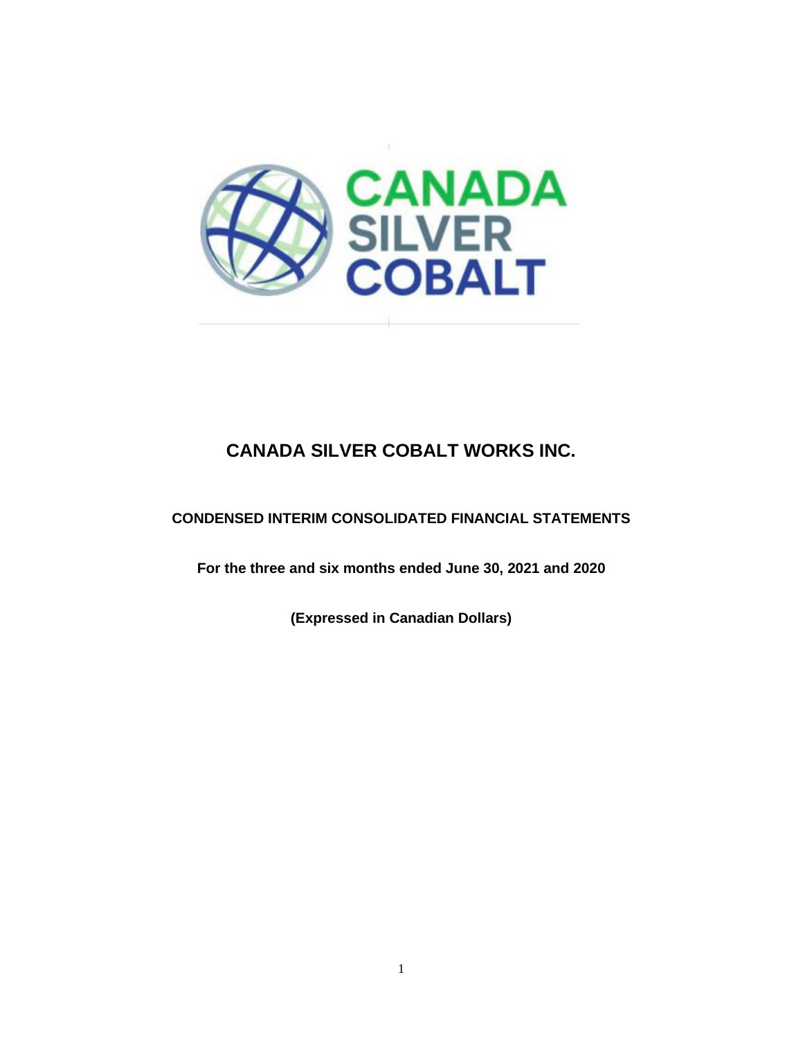# CANADA SILVER COBALT WORKS INC.

## CONDENSED INTERIM CONSOLIDATED FINANCIAL STATEMENTS

**For the three and six months ended June 30, 2021 and 2020**

**(Expressed in Canadian Dollars)**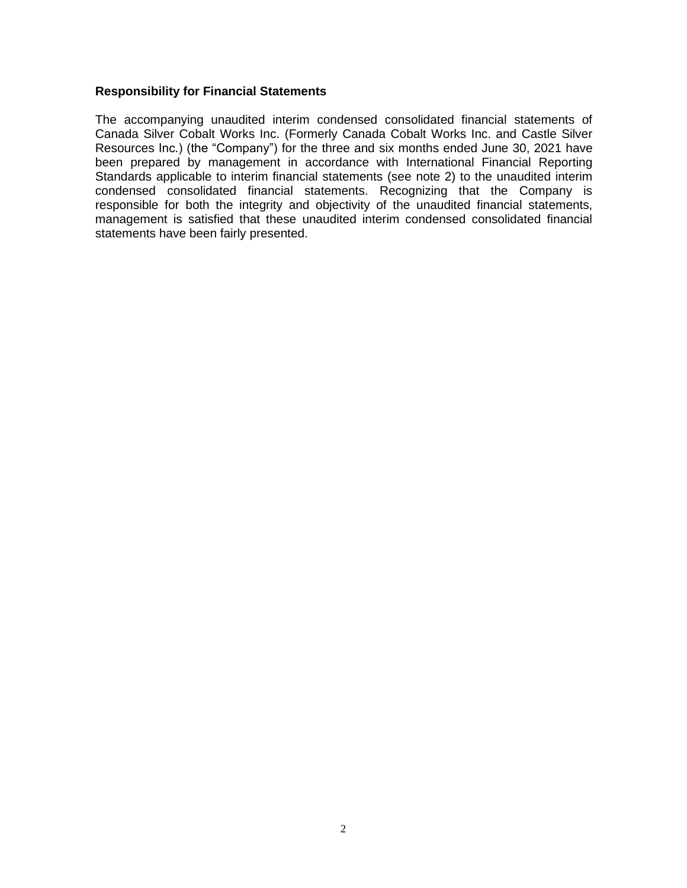## Responsibility for Financial Statements

The accompanying unaudited interim condensed consolidated financial statements of Canada Silver Cobalt Works Inc. (Formerly Canada Cobalt Works Inc. and Castle Silver Resources Inc.) (the "Company") for the three and six months ended June 30, 2021 have been prepared by management in accordance with International Financial Reporting Standards applicable to interim financial statements (see note 2) to the unaudited interim condensed consolidated financial statements. Recognizing that the Company is responsible for both the integrity and objectivity of the unaudited financial statements, management is satisfied that these unaudited interim condensed consolidated financial statements have been fairly presented.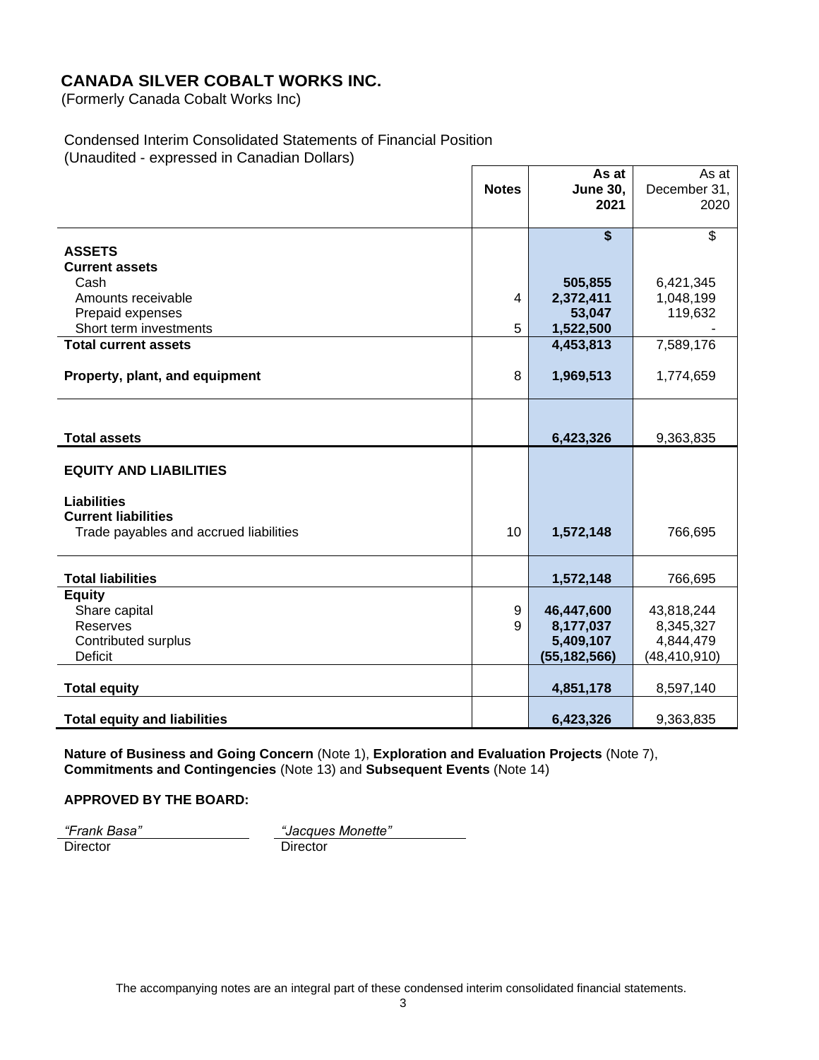# CANADA SILVER COBALT WORKS INC.

(Formerly Canada Cobalt Works Inc)

Condensed Interim Consolidated Statements of Financial Position
(Unaudited - expressed in Canadian Dollars)

| | Notes | As at June 30, 2021 | As at December 31, 2020 |
|---|---|---|---|
| | | **$** | $ |
| **ASSETS** | | | |
| **Current assets** | | | |
| Cash | | **505,855** | 6,421,345 |
| Amounts receivable | 4 | **2,372,411** | 1,048,199 |
| Prepaid expenses | | **53,047** | 119,632 |
| Short term investments | 5 | **1,522,500** | - |
| **Total current assets** | | **4,453,813** | 7,589,176 |
| **Property, plant, and equipment** | 8 | **1,969,513** | 1,774,659 |
| **Total assets** | | **6,423,326** | 9,363,835 |
| **EQUITY AND LIABILITIES** | | | |
| **Liabilities** | | | |
| **Current liabilities** | | | |
| Trade payables and accrued liabilities | 10 | **1,572,148** | 766,695 |
| **Total liabilities** | | **1,572,148** | 766,695 |
| **Equity** | | | |
| Share capital | 9 | **46,447,600** | 43,818,244 |
| Reserves | 9 | **8,177,037** | 8,345,327 |
| Contributed surplus | | **5,409,107** | 4,844,479 |
| Deficit | | **(55,182,566)** | (48,410,910) |
| **Total equity** | | **4,851,178** | 8,597,140 |
| **Total equity and liabilities** | | **6,423,326** | 9,363,835 |

**Nature of Business and Going Concern** (Note 1), **Exploration and Evaluation Projects** (Note 7), **Commitments and Contingencies** (Note 13) and **Subsequent Events** (Note 14)

**APPROVED BY THE BOARD:**

*"Frank Basa"*
Director

*"Jacques Monette"*
Director

The accompanying notes are an integral part of these condensed interim consolidated financial statements.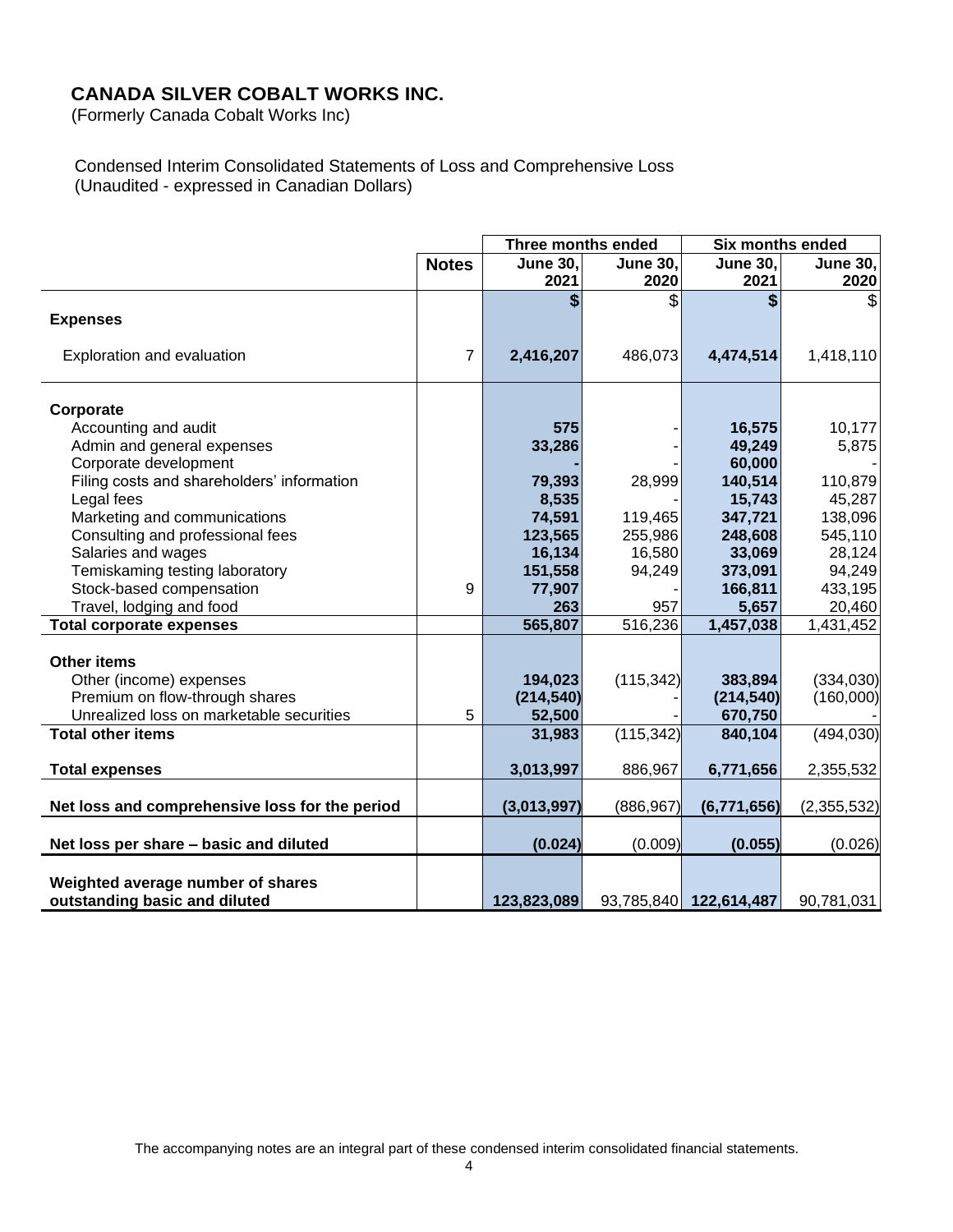# CANADA SILVER COBALT WORKS INC.

(Formerly Canada Cobalt Works Inc)

Condensed Interim Consolidated Statements of Loss and Comprehensive Loss
(Unaudited - expressed in Canadian Dollars)

| | Notes | Three months ended | | Six months ended | |
|---|---|---|---|---|---|
| | | **June 30, 2021** | **June 30, 2020** | **June 30, 2021** | **June 30, 2020** |
| | | **$** | $ | **$** | $ |
| **Expenses** | | | | | |
| Exploration and evaluation | 7 | **2,416,207** | 486,073 | **4,474,514** | 1,418,110 |
| **Corporate** | | | | | |
| Accounting and audit | | **575** | - | **16,575** | 10,177 |
| Admin and general expenses | | **33,286** | - | **49,249** | 5,875 |
| Corporate development | | **-** | - | **60,000** | - |
| Filing costs and shareholders' information | | **79,393** | 28,999 | **140,514** | 110,879 |
| Legal fees | | **8,535** | - | **15,743** | 45,287 |
| Marketing and communications | | **74,591** | 119,465 | **347,721** | 138,096 |
| Consulting and professional fees | | **123,565** | 255,986 | **248,608** | 545,110 |
| Salaries and wages | | **16,134** | 16,580 | **33,069** | 28,124 |
| Temiskaming testing laboratory | | **151,558** | 94,249 | **373,091** | 94,249 |
| Stock-based compensation | 9 | **77,907** | - | **166,811** | 433,195 |
| Travel, lodging and food | | **263** | 957 | **5,657** | 20,460 |
| **Total corporate expenses** | | **565,807** | 516,236 | **1,457,038** | 1,431,452 |
| **Other items** | | | | | |
| Other (income) expenses | | **194,023** | (115,342) | **383,894** | (334,030) |
| Premium on flow-through shares | | **(214,540)** | - | **(214,540)** | (160,000) |
| Unrealized loss on marketable securities | 5 | **52,500** | - | **670,750** | - |
| **Total other items** | | **31,983** | (115,342) | **840,104** | (494,030) |
| **Total expenses** | | **3,013,997** | 886,967 | **6,771,656** | 2,355,532 |
| **Net loss and comprehensive loss for the period** | | **(3,013,997)** | (886,967) | **(6,771,656)** | (2,355,532) |
| **Net loss per share – basic and diluted** | | **(0.024)** | (0.009) | **(0.055)** | (0.026) |
| **Weighted average number of shares outstanding basic and diluted** | | **123,823,089** | 93,785,840 | **122,614,487** | 90,781,031 |

The accompanying notes are an integral part of these condensed interim consolidated financial statements.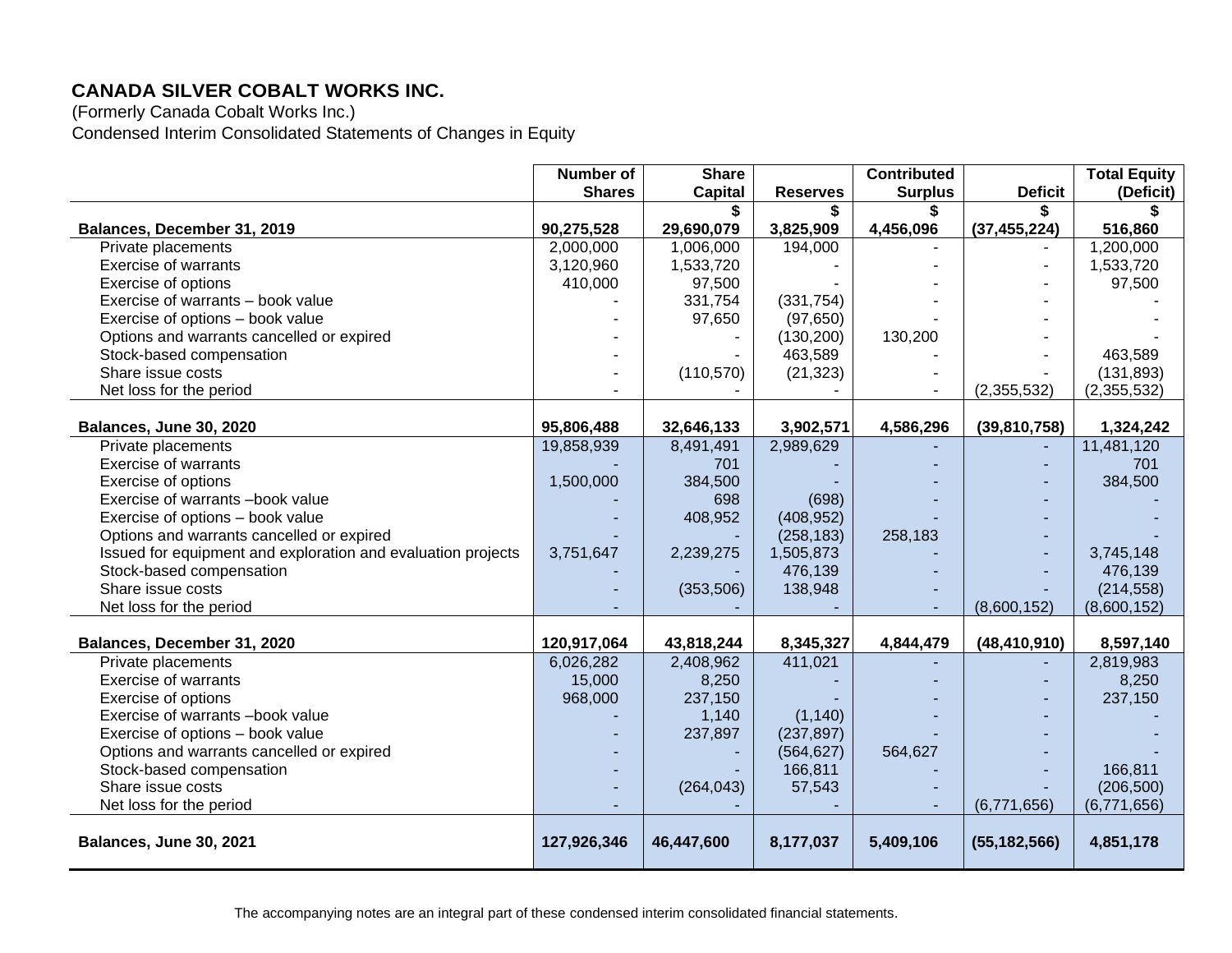**CANADA SILVER COBALT WORKS INC.**

(Formerly Canada Cobalt Works Inc.)

Condensed Interim Consolidated Statements of Changes in Equity

| | Number of Shares | Share Capital | Reserves | Contributed Surplus | Deficit | Total Equity (Deficit) |
|---|---|---|---|---|---|---|
| | | $ | $ | $ | $ | $ |
| **Balances, December 31, 2019** | **90,275,528** | **29,690,079** | **3,825,909** | **4,456,096** | **(37,455,224)** | **516,860** |
| Private placements | 2,000,000 | 1,006,000 | 194,000 | - | - | 1,200,000 |
| Exercise of warrants | 3,120,960 | 1,533,720 | - | - | - | 1,533,720 |
| Exercise of options | 410,000 | 97,500 | - | - | - | 97,500 |
| Exercise of warrants – book value | - | 331,754 | (331,754) | - | - | - |
| Exercise of options – book value | - | 97,650 | (97,650) | - | - | - |
| Options and warrants cancelled or expired | - | - | (130,200) | 130,200 | - | - |
| Stock-based compensation | - | - | 463,589 | - | - | 463,589 |
| Share issue costs | - | (110,570) | (21,323) | - | - | (131,893) |
| Net loss for the period | - | - | - | - | (2,355,532) | (2,355,532) |
| **Balances, June 30, 2020** | **95,806,488** | **32,646,133** | **3,902,571** | **4,586,296** | **(39,810,758)** | **1,324,242** |
| Private placements | 19,858,939 | 8,491,491 | 2,989,629 | - | - | 11,481,120 |
| Exercise of warrants | - | 701 | - | - | - | 701 |
| Exercise of options | 1,500,000 | 384,500 | - | - | - | 384,500 |
| Exercise of warrants –book value | - | 698 | (698) | - | - | - |
| Exercise of options – book value | - | 408,952 | (408,952) | - | - | - |
| Options and warrants cancelled or expired | - | - | (258,183) | 258,183 | - | - |
| Issued for equipment and exploration and evaluation projects | 3,751,647 | 2,239,275 | 1,505,873 | - | - | 3,745,148 |
| Stock-based compensation | - | - | 476,139 | - | - | 476,139 |
| Share issue costs | - | (353,506) | 138,948 | - | - | (214,558) |
| Net loss for the period | - | - | - | - | (8,600,152) | (8,600,152) |
| **Balances, December 31, 2020** | **120,917,064** | **43,818,244** | **8,345,327** | **4,844,479** | **(48,410,910)** | **8,597,140** |
| Private placements | 6,026,282 | 2,408,962 | 411,021 | - | - | 2,819,983 |
| Exercise of warrants | 15,000 | 8,250 | - | - | - | 8,250 |
| Exercise of options | 968,000 | 237,150 | - | - | - | 237,150 |
| Exercise of warrants –book value | - | 1,140 | (1,140) | - | - | - |
| Exercise of options – book value | - | 237,897 | (237,897) | - | - | - |
| Options and warrants cancelled or expired | - | - | (564,627) | 564,627 | - | - |
| Stock-based compensation | - | - | 166,811 | - | - | 166,811 |
| Share issue costs | - | (264,043) | 57,543 | - | - | (206,500) |
| Net loss for the period | - | - | - | - | (6,771,656) | (6,771,656) |
| **Balances, June 30, 2021** | **127,926,346** | **46,447,600** | **8,177,037** | **5,409,106** | **(55,182,566)** | **4,851,178** |

The accompanying notes are an integral part of these condensed interim consolidated financial statements.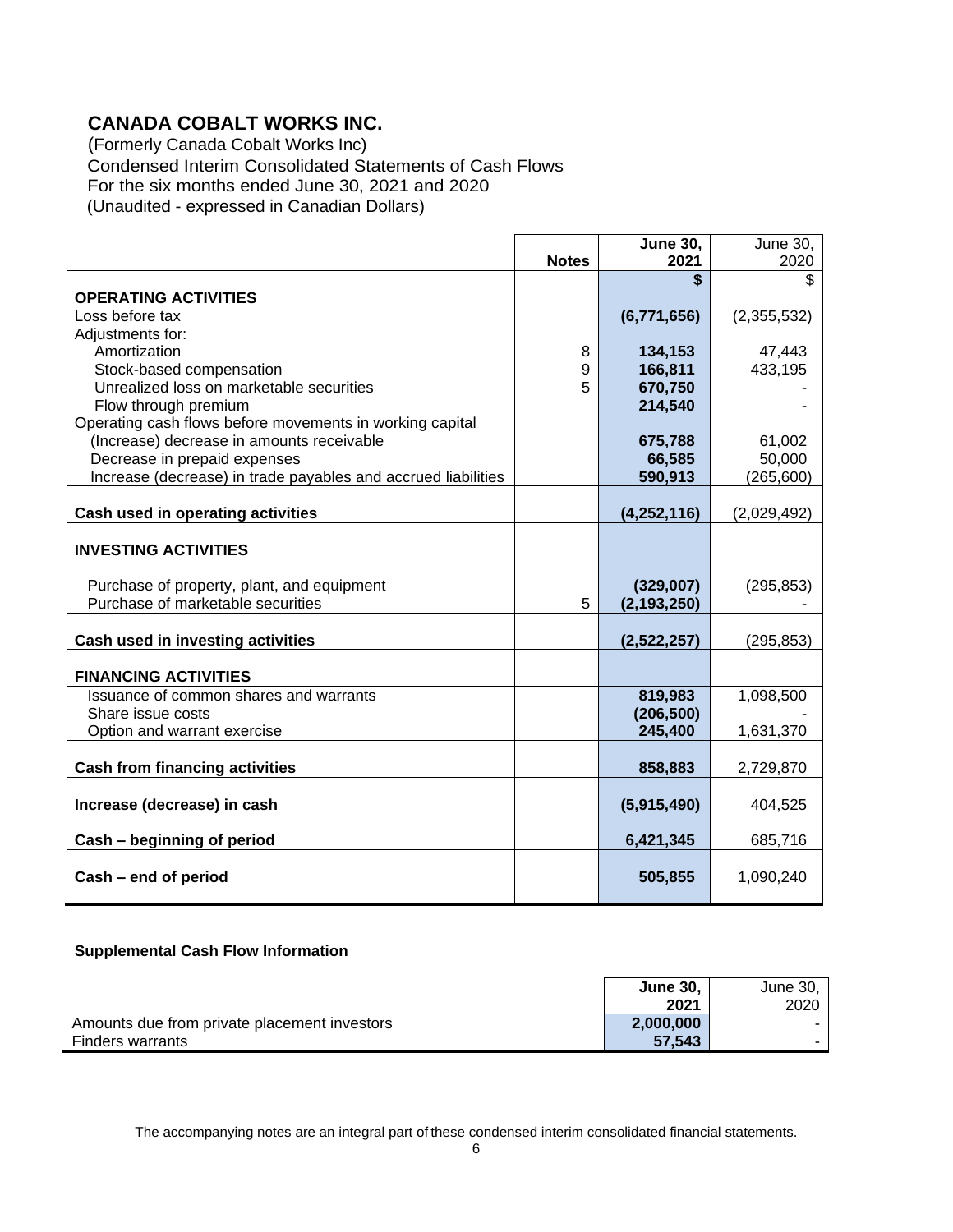# CANADA COBALT WORKS INC.

(Formerly Canada Cobalt Works Inc)
Condensed Interim Consolidated Statements of Cash Flows
For the six months ended June 30, 2021 and 2020
(Unaudited - expressed in Canadian Dollars)

| | Notes | **June 30, 2021** | June 30, 2020 |
|---|---|---|---|
| | | **$** | $ |
| **OPERATING ACTIVITIES** | | | |
| Loss before tax | | **(6,771,656)** | (2,355,532) |
| Adjustments for: | | | |
| Amortization | 8 | **134,153** | 47,443 |
| Stock-based compensation | 9 | **166,811** | 433,195 |
| Unrealized loss on marketable securities | 5 | **670,750** | - |
| Flow through premium | | **214,540** | - |
| Operating cash flows before movements in working capital | | | |
| (Increase) decrease in amounts receivable | | **675,788** | 61,002 |
| Decrease in prepaid expenses | | **66,585** | 50,000 |
| Increase (decrease) in trade payables and accrued liabilities | | **590,913** | (265,600) |
| **Cash used in operating activities** | | **(4,252,116)** | (2,029,492) |
| **INVESTING ACTIVITIES** | | | |
| Purchase of property, plant, and equipment | | **(329,007)** | (295,853) |
| Purchase of marketable securities | 5 | **(2,193,250)** | - |
| **Cash used in investing activities** | | **(2,522,257)** | (295,853) |
| **FINANCING ACTIVITIES** | | | |
| Issuance of common shares and warrants | | **819,983** | 1,098,500 |
| Share issue costs | | **(206,500)** | - |
| Option and warrant exercise | | **245,400** | 1,631,370 |
| **Cash from financing activities** | | **858,883** | 2,729,870 |
| **Increase (decrease) in cash** | | **(5,915,490)** | 404,525 |
| **Cash – beginning of period** | | **6,421,345** | 685,716 |
| **Cash – end of period** | | **505,855** | 1,090,240 |

**Supplemental Cash Flow Information**

| | **June 30, 2021** | June 30, 2020 |
|---|---|---|
| Amounts due from private placement investors | **2,000,000** | - |
| Finders warrants | **57,543** | - |

The accompanying notes are an integral part of these condensed interim consolidated financial statements.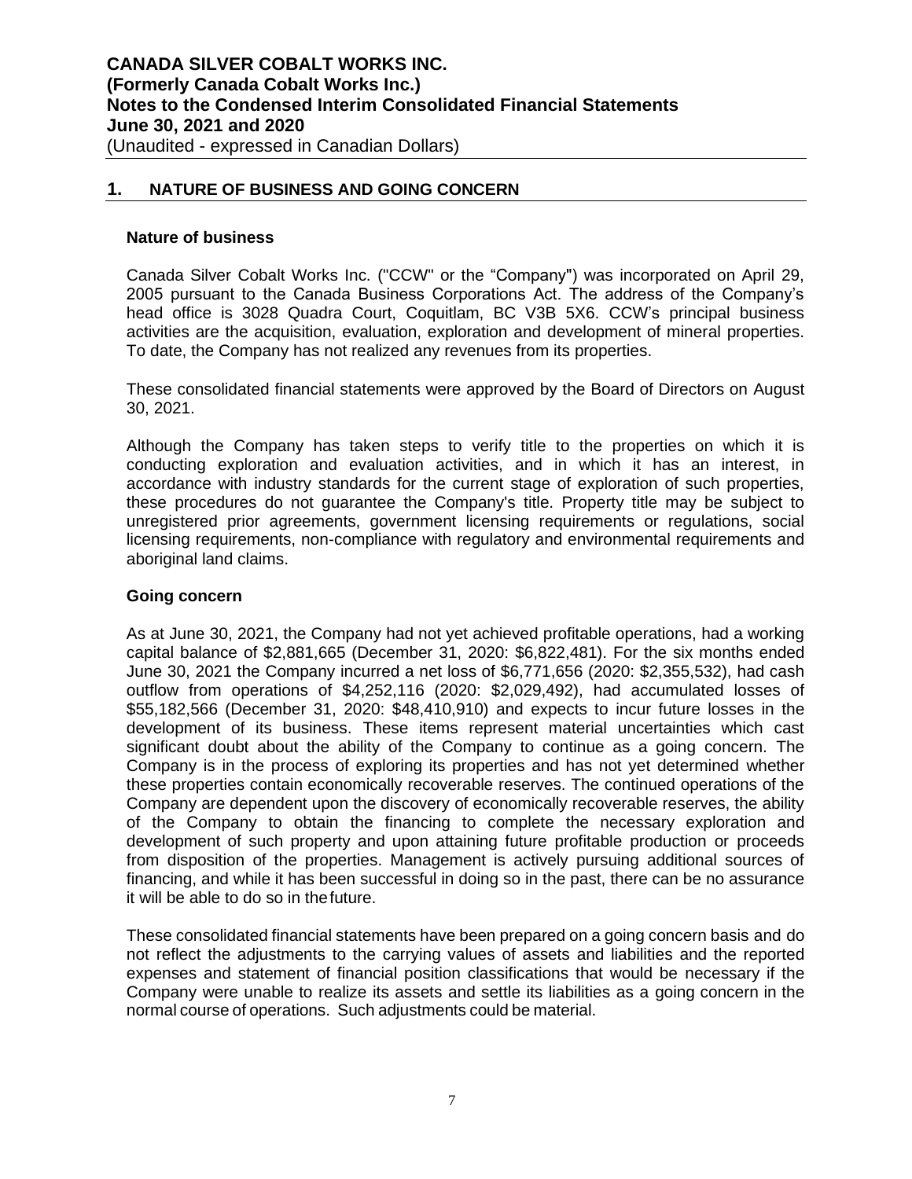# 1. NATURE OF BUSINESS AND GOING CONCERN

## Nature of business

Canada Silver Cobalt Works Inc. ("CCW" or the "Company") was incorporated on April 29, 2005 pursuant to the Canada Business Corporations Act. The address of the Company's head office is 3028 Quadra Court, Coquitlam, BC V3B 5X6. CCW's principal business activities are the acquisition, evaluation, exploration and development of mineral properties. To date, the Company has not realized any revenues from its properties.

These consolidated financial statements were approved by the Board of Directors on August 30, 2021.

Although the Company has taken steps to verify title to the properties on which it is conducting exploration and evaluation activities, and in which it has an interest, in accordance with industry standards for the current stage of exploration of such properties, these procedures do not guarantee the Company's title. Property title may be subject to unregistered prior agreements, government licensing requirements or regulations, social licensing requirements, non-compliance with regulatory and environmental requirements and aboriginal land claims.

## Going concern

As at June 30, 2021, the Company had not yet achieved profitable operations, had a working capital balance of $2,881,665 (December 31, 2020: $6,822,481). For the six months ended June 30, 2021 the Company incurred a net loss of $6,771,656 (2020: $2,355,532), had cash outflow from operations of $4,252,116 (2020: $2,029,492), had accumulated losses of $55,182,566 (December 31, 2020: $48,410,910) and expects to incur future losses in the development of its business. These items represent material uncertainties which cast significant doubt about the ability of the Company to continue as a going concern. The Company is in the process of exploring its properties and has not yet determined whether these properties contain economically recoverable reserves. The continued operations of the Company are dependent upon the discovery of economically recoverable reserves, the ability of the Company to obtain the financing to complete the necessary exploration and development of such property and upon attaining future profitable production or proceeds from disposition of the properties. Management is actively pursuing additional sources of financing, and while it has been successful in doing so in the past, there can be no assurance it will be able to do so in the future.

These consolidated financial statements have been prepared on a going concern basis and do not reflect the adjustments to the carrying values of assets and liabilities and the reported expenses and statement of financial position classifications that would be necessary if the Company were unable to realize its assets and settle its liabilities as a going concern in the normal course of operations. Such adjustments could be material.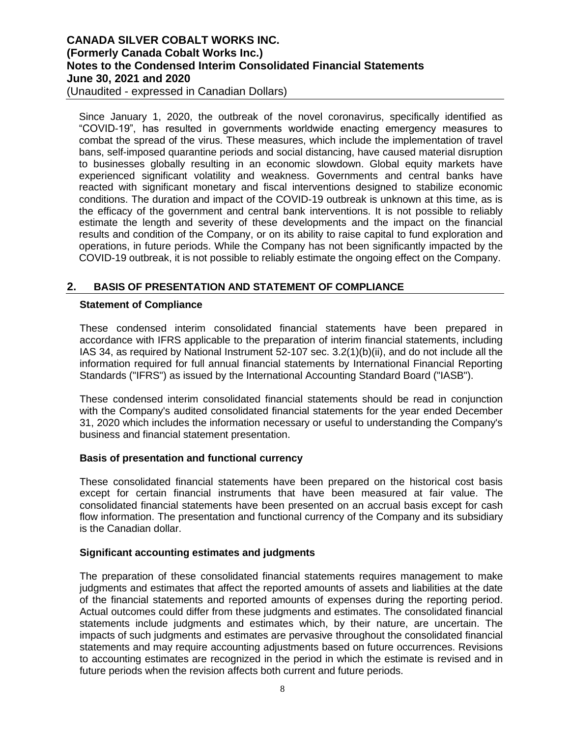Since January 1, 2020, the outbreak of the novel coronavirus, specifically identified as "COVID-19", has resulted in governments worldwide enacting emergency measures to combat the spread of the virus. These measures, which include the implementation of travel bans, self-imposed quarantine periods and social distancing, have caused material disruption to businesses globally resulting in an economic slowdown. Global equity markets have experienced significant volatility and weakness. Governments and central banks have reacted with significant monetary and fiscal interventions designed to stabilize economic conditions. The duration and impact of the COVID-19 outbreak is unknown at this time, as is the efficacy of the government and central bank interventions. It is not possible to reliably estimate the length and severity of these developments and the impact on the financial results and condition of the Company, or on its ability to raise capital to fund exploration and operations, in future periods. While the Company has not been significantly impacted by the COVID-19 outbreak, it is not possible to reliably estimate the ongoing effect on the Company.

## 2. BASIS OF PRESENTATION AND STATEMENT OF COMPLIANCE

### Statement of Compliance

These condensed interim consolidated financial statements have been prepared in accordance with IFRS applicable to the preparation of interim financial statements, including IAS 34, as required by National Instrument 52-107 sec. 3.2(1)(b)(ii), and do not include all the information required for full annual financial statements by International Financial Reporting Standards ("IFRS") as issued by the International Accounting Standard Board ("IASB").

These condensed interim consolidated financial statements should be read in conjunction with the Company's audited consolidated financial statements for the year ended December 31, 2020 which includes the information necessary or useful to understanding the Company's business and financial statement presentation.

### Basis of presentation and functional currency

These consolidated financial statements have been prepared on the historical cost basis except for certain financial instruments that have been measured at fair value. The consolidated financial statements have been presented on an accrual basis except for cash flow information. The presentation and functional currency of the Company and its subsidiary is the Canadian dollar.

### Significant accounting estimates and judgments

The preparation of these consolidated financial statements requires management to make judgments and estimates that affect the reported amounts of assets and liabilities at the date of the financial statements and reported amounts of expenses during the reporting period. Actual outcomes could differ from these judgments and estimates. The consolidated financial statements include judgments and estimates which, by their nature, are uncertain. The impacts of such judgments and estimates are pervasive throughout the consolidated financial statements and may require accounting adjustments based on future occurrences. Revisions to accounting estimates are recognized in the period in which the estimate is revised and in future periods when the revision affects both current and future periods.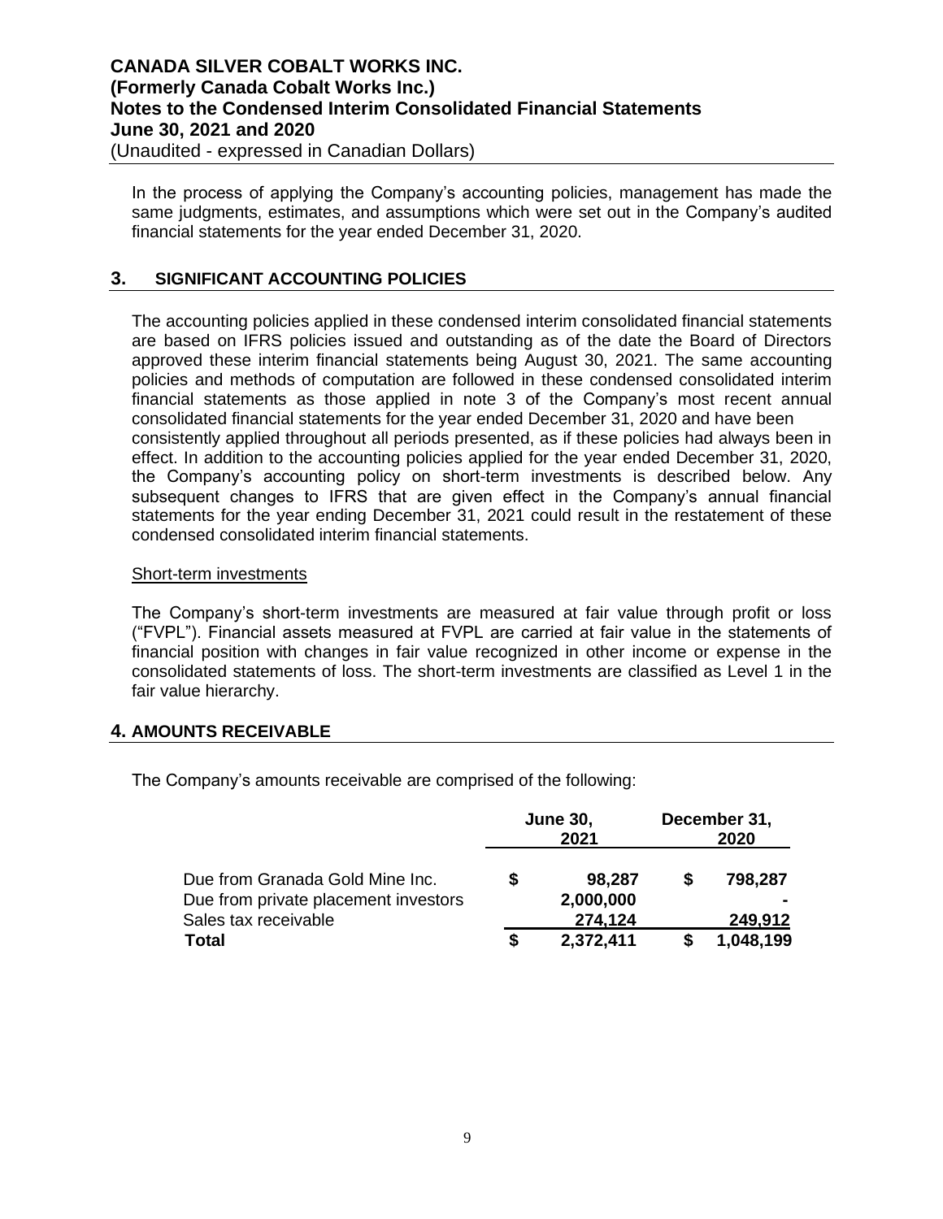In the process of applying the Company's accounting policies, management has made the same judgments, estimates, and assumptions which were set out in the Company's audited financial statements for the year ended December 31, 2020.

## 3. SIGNIFICANT ACCOUNTING POLICIES

The accounting policies applied in these condensed interim consolidated financial statements are based on IFRS policies issued and outstanding as of the date the Board of Directors approved these interim financial statements being August 30, 2021. The same accounting policies and methods of computation are followed in these condensed consolidated interim financial statements as those applied in note 3 of the Company's most recent annual consolidated financial statements for the year ended December 31, 2020 and have been consistently applied throughout all periods presented, as if these policies had always been in effect. In addition to the accounting policies applied for the year ended December 31, 2020, the Company's accounting policy on short-term investments is described below. Any subsequent changes to IFRS that are given effect in the Company's annual financial statements for the year ending December 31, 2021 could result in the restatement of these condensed consolidated interim financial statements.

Short-term investments

The Company's short-term investments are measured at fair value through profit or loss ("FVPL"). Financial assets measured at FVPL are carried at fair value in the statements of financial position with changes in fair value recognized in other income or expense in the consolidated statements of loss. The short-term investments are classified as Level 1 in the fair value hierarchy.

## 4. AMOUNTS RECEIVABLE

The Company's amounts receivable are comprised of the following:

| | June 30, 2021 | December 31, 2020 |
|---|---|---|
| Due from Granada Gold Mine Inc. | $ 98,287 | $ 798,287 |
| Due from private placement investors | 2,000,000 | - |
| Sales tax receivable | 274,124 | 249,912 |
| **Total** | **$ 2,372,411** | **$ 1,048,199** |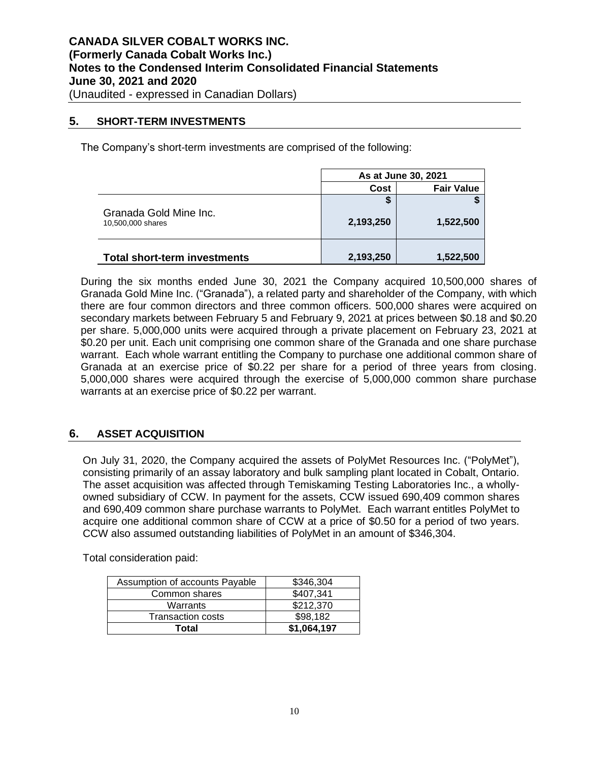## 5. SHORT-TERM INVESTMENTS

The Company's short-term investments are comprised of the following:

| | As at June 30, 2021 | |
|---|---|---|
| | Cost | Fair Value |
| | $ | $ |
| Granada Gold Mine Inc.<br>10,500,000 shares | 2,193,250 | 1,522,500 |
| **Total short-term investments** | **2,193,250** | **1,522,500** |

During the six months ended June 30, 2021 the Company acquired 10,500,000 shares of Granada Gold Mine Inc. ("Granada"), a related party and shareholder of the Company, with which there are four common directors and three common officers. 500,000 shares were acquired on secondary markets between February 5 and February 9, 2021 at prices between $0.18 and $0.20 per share. 5,000,000 units were acquired through a private placement on February 23, 2021 at $0.20 per unit. Each unit comprising one common share of the Granada and one share purchase warrant. Each whole warrant entitling the Company to purchase one additional common share of Granada at an exercise price of $0.22 per share for a period of three years from closing. 5,000,000 shares were acquired through the exercise of 5,000,000 common share purchase warrants at an exercise price of $0.22 per warrant.

## 6. ASSET ACQUISITION

On July 31, 2020, the Company acquired the assets of PolyMet Resources Inc. ("PolyMet"), consisting primarily of an assay laboratory and bulk sampling plant located in Cobalt, Ontario. The asset acquisition was affected through Temiskaming Testing Laboratories Inc., a wholly-owned subsidiary of CCW. In payment for the assets, CCW issued 690,409 common shares and 690,409 common share purchase warrants to PolyMet. Each warrant entitles PolyMet to acquire one additional common share of CCW at a price of $0.50 for a period of two years. CCW also assumed outstanding liabilities of PolyMet in an amount of $346,304.

Total consideration paid:

| | |
|---|---|
| Assumption of accounts Payable | $346,304 |
| Common shares | $407,341 |
| Warrants | $212,370 |
| Transaction costs | $98,182 |
| **Total** | **$1,064,197** |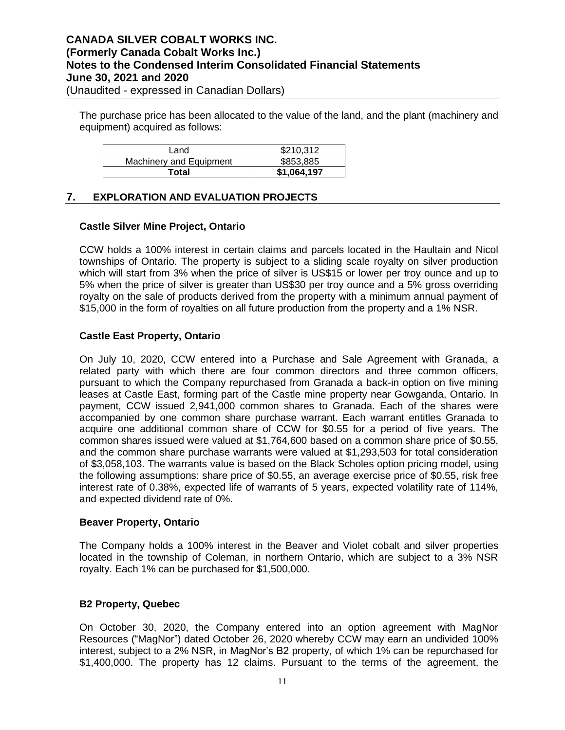The purchase price has been allocated to the value of the land, and the plant (machinery and equipment) acquired as follows:

| | |
|---|---|
| Land | $210,312 |
| Machinery and Equipment | $853,885 |
| **Total** | **$1,064,197** |

## 7. EXPLORATION AND EVALUATION PROJECTS

### Castle Silver Mine Project, Ontario

CCW holds a 100% interest in certain claims and parcels located in the Haultain and Nicol townships of Ontario. The property is subject to a sliding scale royalty on silver production which will start from 3% when the price of silver is US$15 or lower per troy ounce and up to 5% when the price of silver is greater than US$30 per troy ounce and a 5% gross overriding royalty on the sale of products derived from the property with a minimum annual payment of $15,000 in the form of royalties on all future production from the property and a 1% NSR.

### Castle East Property, Ontario

On July 10, 2020, CCW entered into a Purchase and Sale Agreement with Granada, a related party with which there are four common directors and three common officers, pursuant to which the Company repurchased from Granada a back-in option on five mining leases at Castle East, forming part of the Castle mine property near Gowganda, Ontario. In payment, CCW issued 2,941,000 common shares to Granada. Each of the shares were accompanied by one common share purchase warrant. Each warrant entitles Granada to acquire one additional common share of CCW for $0.55 for a period of five years. The common shares issued were valued at $1,764,600 based on a common share price of $0.55, and the common share purchase warrants were valued at $1,293,503 for total consideration of $3,058,103. The warrants value is based on the Black Scholes option pricing model, using the following assumptions: share price of $0.55, an average exercise price of $0.55, risk free interest rate of 0.38%, expected life of warrants of 5 years, expected volatility rate of 114%, and expected dividend rate of 0%.

### Beaver Property, Ontario

The Company holds a 100% interest in the Beaver and Violet cobalt and silver properties located in the township of Coleman, in northern Ontario, which are subject to a 3% NSR royalty. Each 1% can be purchased for $1,500,000.

### B2 Property, Quebec

On October 30, 2020, the Company entered into an option agreement with MagNor Resources ("MagNor") dated October 26, 2020 whereby CCW may earn an undivided 100% interest, subject to a 2% NSR, in MagNor's B2 property, of which 1% can be repurchased for $1,400,000. The property has 12 claims. Pursuant to the terms of the agreement, the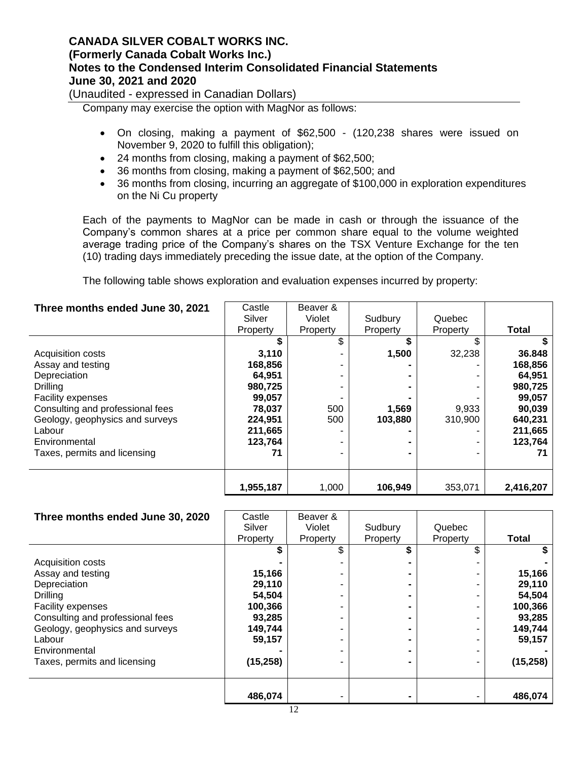Company may exercise the option with MagNor as follows:

- On closing, making a payment of $62,500 - (120,238 shares were issued on November 9, 2020 to fulfill this obligation);
- 24 months from closing, making a payment of $62,500;
- 36 months from closing, making a payment of $62,500; and
- 36 months from closing, incurring an aggregate of $100,000 in exploration expenditures on the Ni Cu property

Each of the payments to MagNor can be made in cash or through the issuance of the Company's common shares at a price per common share equal to the volume weighted average trading price of the Company's shares on the TSX Venture Exchange for the ten (10) trading days immediately preceding the issue date, at the option of the Company.

The following table shows exploration and evaluation expenses incurred by property:

| Three months ended June 30, 2021 | Castle Silver Property | Beaver & Violet Property | Sudbury Property | Quebec Property | Total |
|---|---|---|---|---|---|
| | **$** | $ | **$** | $ | **$** |
| Acquisition costs | **3,110** | - | **1,500** | 32,238 | **36.848** |
| Assay and testing | **168,856** | - | **-** | - | **168,856** |
| Depreciation | **64,951** | - | **-** | - | **64,951** |
| Drilling | **980,725** | - | **-** | - | **980,725** |
| Facility expenses | **99,057** | - | **-** | - | **99,057** |
| Consulting and professional fees | **78,037** | 500 | **1,569** | 9,933 | **90,039** |
| Geology, geophysics and surveys | **224,951** | 500 | **103,880** | 310,900 | **640,231** |
| Labour | **211,665** | - | **-** | - | **211,665** |
| Environmental | **123,764** | - | **-** | - | **123,764** |
| Taxes, permits and licensing | **71** | - | **-** | - | **71** |
| | **1,955,187** | 1,000 | **106,949** | 353,071 | **2,416,207** |

| Three months ended June 30, 2020 | Castle Silver Property | Beaver & Violet Property | Sudbury Property | Quebec Property | Total |
|---|---|---|---|---|---|
| | **$** | $ | **$** | $ | **$** |
| Acquisition costs | **-** | - | **-** | - | **-** |
| Assay and testing | **15,166** | - | **-** | - | **15,166** |
| Depreciation | **29,110** | - | **-** | - | **29,110** |
| Drilling | **54,504** | - | **-** | - | **54,504** |
| Facility expenses | **100,366** | - | **-** | - | **100,366** |
| Consulting and professional fees | **93,285** | - | **-** | - | **93,285** |
| Geology, geophysics and surveys | **149,744** | - | **-** | - | **149,744** |
| Labour | **59,157** | - | **-** | - | **59,157** |
| Environmental | **-** | - | **-** | - | **-** |
| Taxes, permits and licensing | **(15,258)** | - | **-** | - | **(15,258)** |
| | **486,074** | - | **-** | - | **486,074** |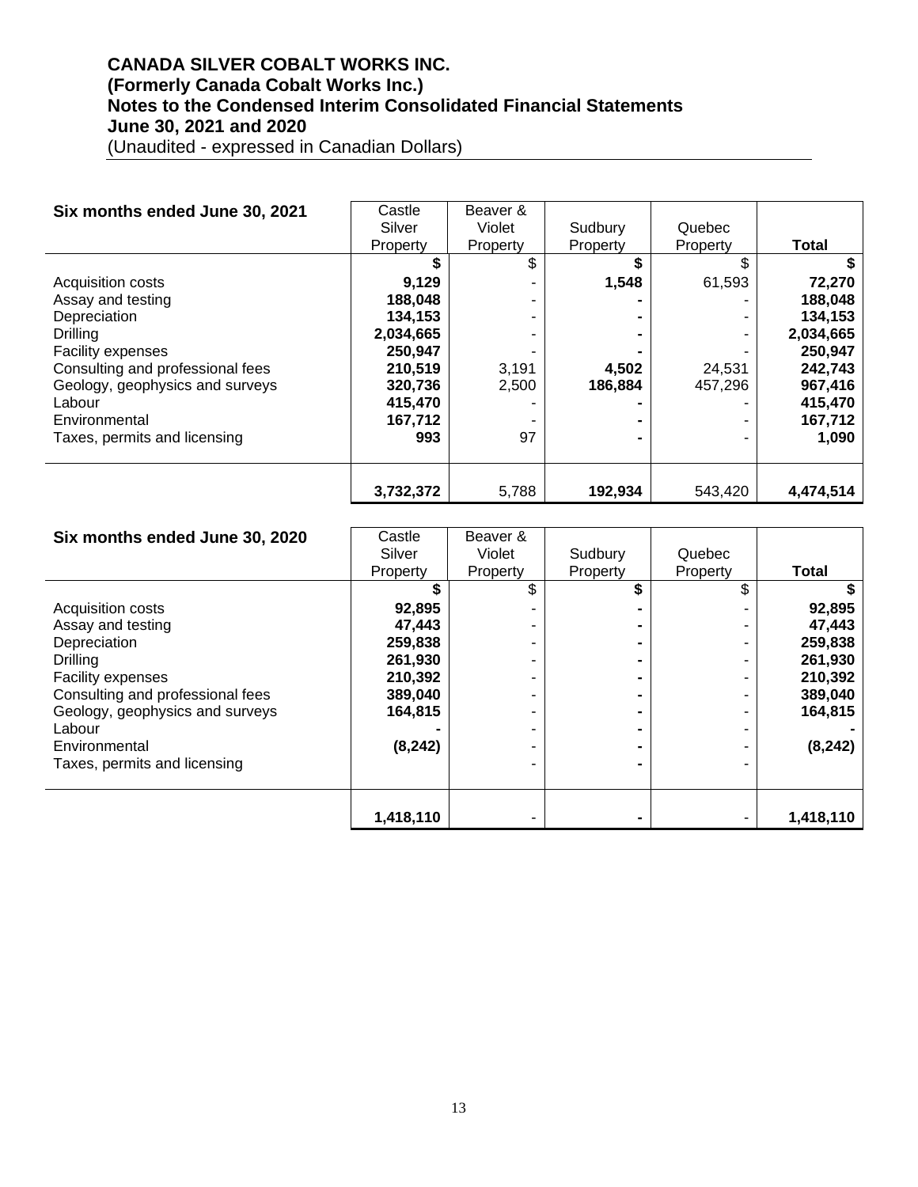**CANADA SILVER COBALT WORKS INC.**
**(Formerly Canada Cobalt Works Inc.)**
**Notes to the Condensed Interim Consolidated Financial Statements**
**June 30, 2021 and 2020**
(Unaudited - expressed in Canadian Dollars)

| **Six months ended June 30, 2021** | Castle Silver Property | Beaver & Violet Property | Sudbury Property | Quebec Property | **Total** |
|---|---|---|---|---|---|
| | **$** | $ | **$** | $ | **$** |
| Acquisition costs | **9,129** | - | **1,548** | 61,593 | **72,270** |
| Assay and testing | **188,048** | - | **-** | - | **188,048** |
| Depreciation | **134,153** | - | **-** | - | **134,153** |
| Drilling | **2,034,665** | - | **-** | - | **2,034,665** |
| Facility expenses | **250,947** | - | **-** | - | **250,947** |
| Consulting and professional fees | **210,519** | 3,191 | **4,502** | 24,531 | **242,743** |
| Geology, geophysics and surveys | **320,736** | 2,500 | **186,884** | 457,296 | **967,416** |
| Labour | **415,470** | - | **-** | - | **415,470** |
| Environmental | **167,712** | - | **-** | - | **167,712** |
| Taxes, permits and licensing | **993** | 97 | **-** | - | **1,090** |
| | **3,732,372** | 5,788 | **192,934** | 543,420 | **4,474,514** |

| **Six months ended June 30, 2020** | Castle Silver Property | Beaver & Violet Property | Sudbury Property | Quebec Property | **Total** |
|---|---|---|---|---|---|
| | **$** | $ | **$** | $ | **$** |
| Acquisition costs | **92,895** | - | **-** | - | **92,895** |
| Assay and testing | **47,443** | - | **-** | - | **47,443** |
| Depreciation | **259,838** | - | **-** | - | **259,838** |
| Drilling | **261,930** | - | **-** | - | **261,930** |
| Facility expenses | **210,392** | - | **-** | - | **210,392** |
| Consulting and professional fees | **389,040** | - | **-** | - | **389,040** |
| Geology, geophysics and surveys | **164,815** | - | **-** | - | **164,815** |
| Labour | **-** | - | **-** | - | **-** |
| Environmental | **(8,242)** | - | **-** | - | **(8,242)** |
| Taxes, permits and licensing | | - | **-** | - | |
| | **1,418,110** | - | **-** | - | **1,418,110** |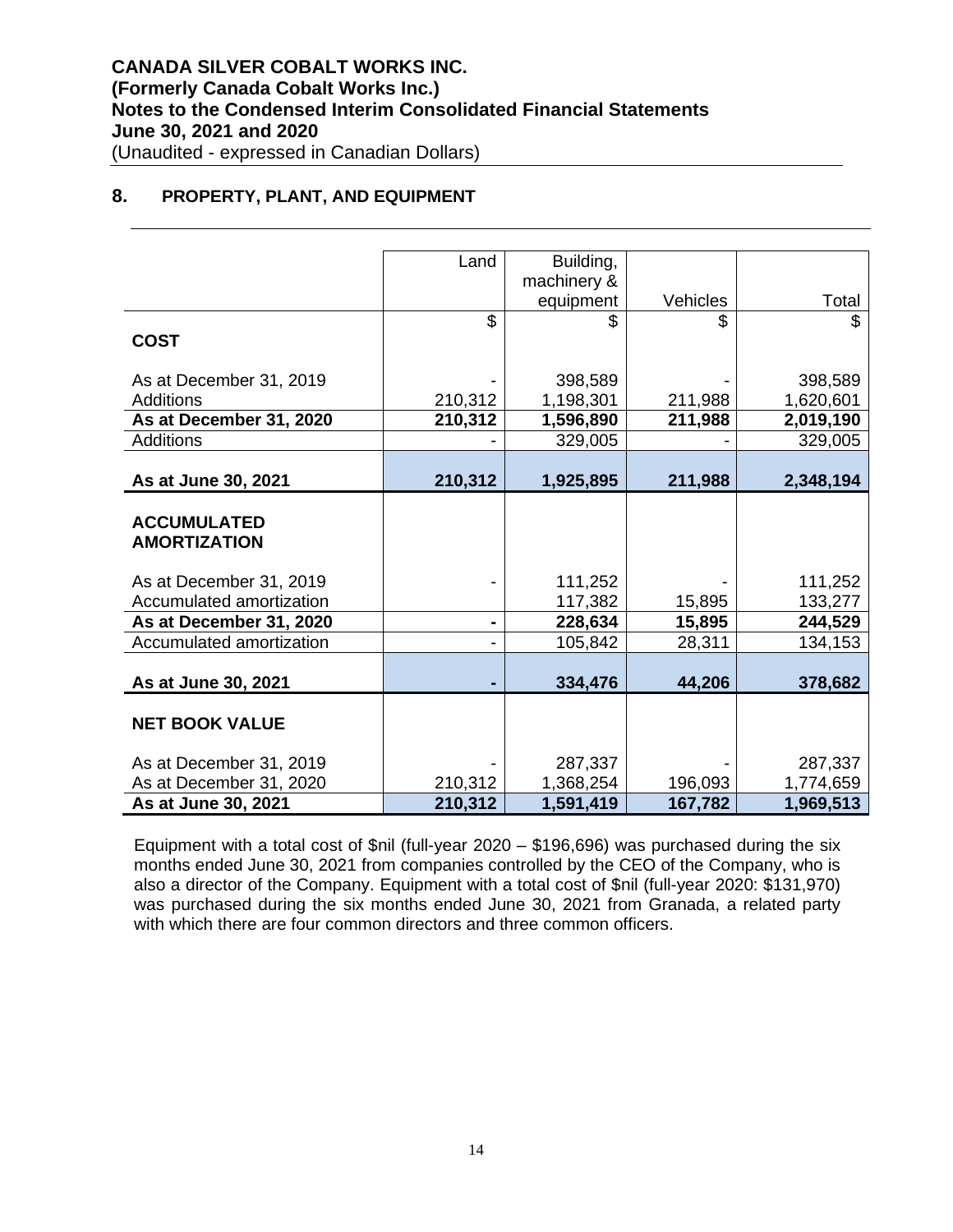## 8. PROPERTY, PLANT, AND EQUIPMENT

| | Land | Building, machinery & equipment | Vehicles | Total |
|---|---|---|---|---|
| | $ | $ | $ | $ |
| **COST** | | | | |
| As at December 31, 2019 | - | 398,589 | - | 398,589 |
| Additions | 210,312 | 1,198,301 | 211,988 | 1,620,601 |
| **As at December 31, 2020** | **210,312** | **1,596,890** | **211,988** | **2,019,190** |
| Additions | - | 329,005 | - | 329,005 |
| **As at June 30, 2021** | **210,312** | **1,925,895** | **211,988** | **2,348,194** |
| **ACCUMULATED AMORTIZATION** | | | | |
| As at December 31, 2019 | - | 111,252 | - | 111,252 |
| Accumulated amortization | | 117,382 | 15,895 | 133,277 |
| **As at December 31, 2020** | **-** | **228,634** | **15,895** | **244,529** |
| Accumulated amortization | - | 105,842 | 28,311 | 134,153 |
| **As at June 30, 2021** | **-** | **334,476** | **44,206** | **378,682** |
| **NET BOOK VALUE** | | | | |
| As at December 31, 2019 | - | 287,337 | - | 287,337 |
| As at December 31, 2020 | 210,312 | 1,368,254 | 196,093 | 1,774,659 |
| **As at June 30, 2021** | **210,312** | **1,591,419** | **167,782** | **1,969,513** |

Equipment with a total cost of $nil (full-year 2020 – $196,696) was purchased during the six months ended June 30, 2021 from companies controlled by the CEO of the Company, who is also a director of the Company. Equipment with a total cost of $nil (full-year 2020: $131,970) was purchased during the six months ended June 30, 2021 from Granada, a related party with which there are four common directors and three common officers.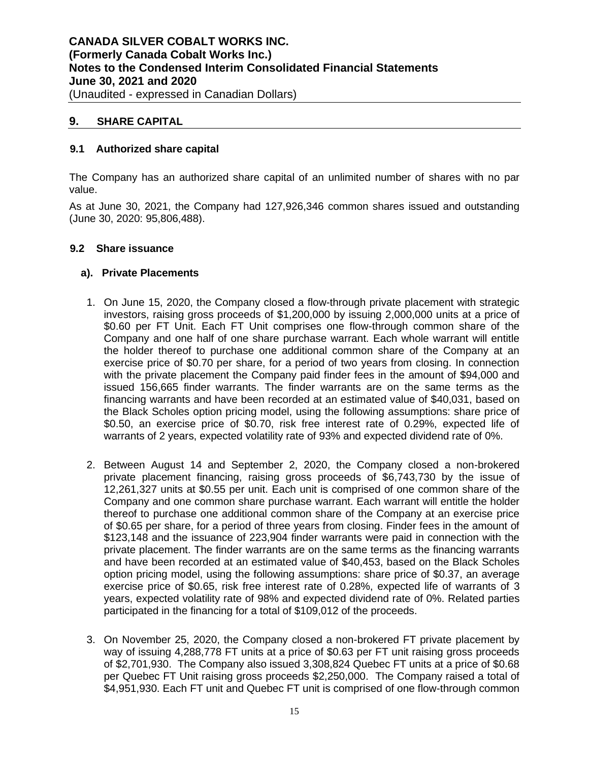## 9. SHARE CAPITAL

### 9.1 Authorized share capital

The Company has an authorized share capital of an unlimited number of shares with no par value.

As at June 30, 2021, the Company had 127,926,346 common shares issued and outstanding (June 30, 2020: 95,806,488).

### 9.2 Share issuance

#### a). Private Placements

1. On June 15, 2020, the Company closed a flow-through private placement with strategic investors, raising gross proceeds of $1,200,000 by issuing 2,000,000 units at a price of $0.60 per FT Unit. Each FT Unit comprises one flow-through common share of the Company and one half of one share purchase warrant. Each whole warrant will entitle the holder thereof to purchase one additional common share of the Company at an exercise price of $0.70 per share, for a period of two years from closing. In connection with the private placement the Company paid finder fees in the amount of $94,000 and issued 156,665 finder warrants. The finder warrants are on the same terms as the financing warrants and have been recorded at an estimated value of $40,031, based on the Black Scholes option pricing model, using the following assumptions: share price of $0.50, an exercise price of $0.70, risk free interest rate of 0.29%, expected life of warrants of 2 years, expected volatility rate of 93% and expected dividend rate of 0%.

2. Between August 14 and September 2, 2020, the Company closed a non-brokered private placement financing, raising gross proceeds of $6,743,730 by the issue of 12,261,327 units at $0.55 per unit. Each unit is comprised of one common share of the Company and one common share purchase warrant. Each warrant will entitle the holder thereof to purchase one additional common share of the Company at an exercise price of $0.65 per share, for a period of three years from closing. Finder fees in the amount of $123,148 and the issuance of 223,904 finder warrants were paid in connection with the private placement. The finder warrants are on the same terms as the financing warrants and have been recorded at an estimated value of $40,453, based on the Black Scholes option pricing model, using the following assumptions: share price of $0.37, an average exercise price of $0.65, risk free interest rate of 0.28%, expected life of warrants of 3 years, expected volatility rate of 98% and expected dividend rate of 0%. Related parties participated in the financing for a total of $109,012 of the proceeds.

3. On November 25, 2020, the Company closed a non-brokered FT private placement by way of issuing 4,288,778 FT units at a price of $0.63 per FT unit raising gross proceeds of $2,701,930. The Company also issued 3,308,824 Quebec FT units at a price of $0.68 per Quebec FT Unit raising gross proceeds $2,250,000. The Company raised a total of $4,951,930. Each FT unit and Quebec FT unit is comprised of one flow-through common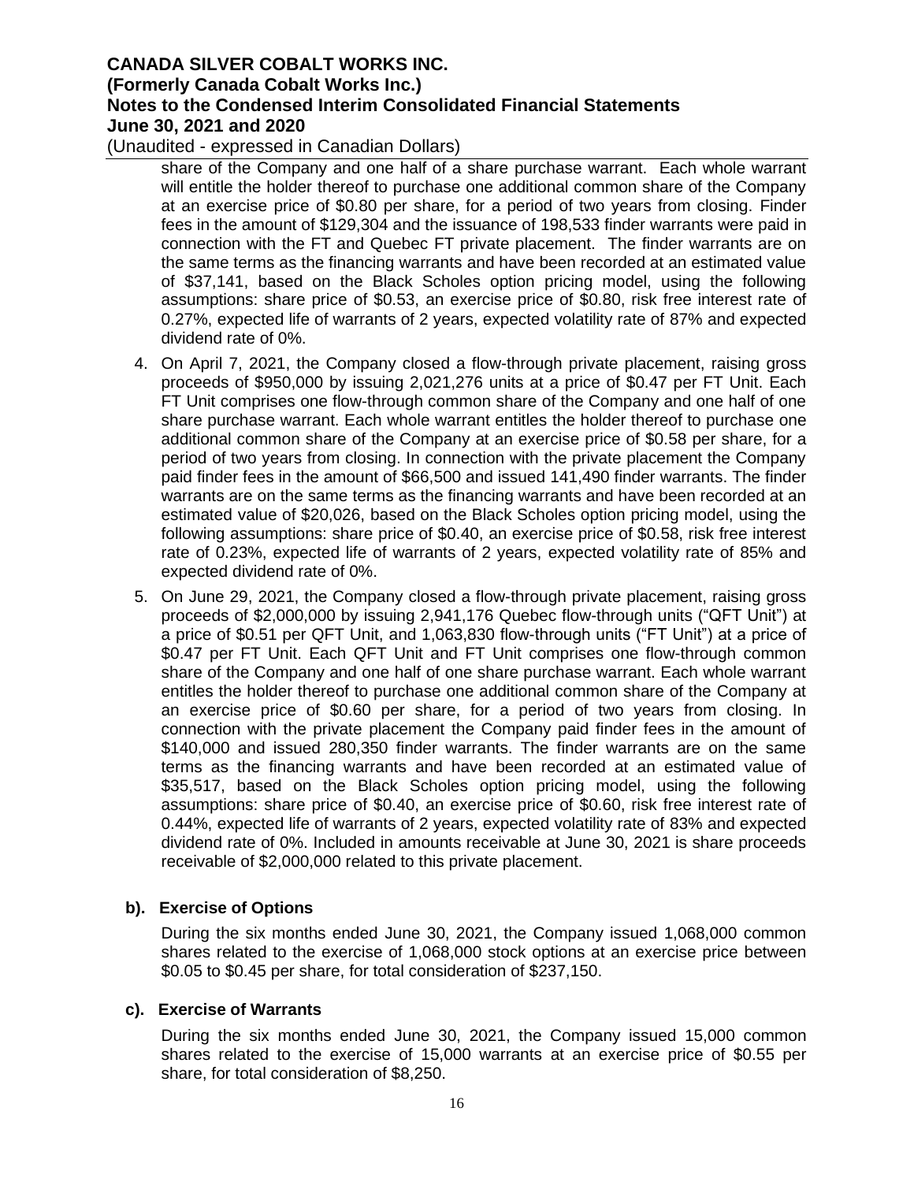share of the Company and one half of a share purchase warrant. Each whole warrant will entitle the holder thereof to purchase one additional common share of the Company at an exercise price of $0.80 per share, for a period of two years from closing. Finder fees in the amount of $129,304 and the issuance of 198,533 finder warrants were paid in connection with the FT and Quebec FT private placement. The finder warrants are on the same terms as the financing warrants and have been recorded at an estimated value of $37,141, based on the Black Scholes option pricing model, using the following assumptions: share price of $0.53, an exercise price of $0.80, risk free interest rate of 0.27%, expected life of warrants of 2 years, expected volatility rate of 87% and expected dividend rate of 0%.

4. On April 7, 2021, the Company closed a flow-through private placement, raising gross proceeds of $950,000 by issuing 2,021,276 units at a price of $0.47 per FT Unit. Each FT Unit comprises one flow-through common share of the Company and one half of one share purchase warrant. Each whole warrant entitles the holder thereof to purchase one additional common share of the Company at an exercise price of $0.58 per share, for a period of two years from closing. In connection with the private placement the Company paid finder fees in the amount of $66,500 and issued 141,490 finder warrants. The finder warrants are on the same terms as the financing warrants and have been recorded at an estimated value of $20,026, based on the Black Scholes option pricing model, using the following assumptions: share price of $0.40, an exercise price of $0.58, risk free interest rate of 0.23%, expected life of warrants of 2 years, expected volatility rate of 85% and expected dividend rate of 0%.

5. On June 29, 2021, the Company closed a flow-through private placement, raising gross proceeds of $2,000,000 by issuing 2,941,176 Quebec flow-through units ("QFT Unit") at a price of $0.51 per QFT Unit, and 1,063,830 flow-through units ("FT Unit") at a price of $0.47 per FT Unit. Each QFT Unit and FT Unit comprises one flow-through common share of the Company and one half of one share purchase warrant. Each whole warrant entitles the holder thereof to purchase one additional common share of the Company at an exercise price of $0.60 per share, for a period of two years from closing. In connection with the private placement the Company paid finder fees in the amount of $140,000 and issued 280,350 finder warrants. The finder warrants are on the same terms as the financing warrants and have been recorded at an estimated value of $35,517, based on the Black Scholes option pricing model, using the following assumptions: share price of $0.40, an exercise price of $0.60, risk free interest rate of 0.44%, expected life of warrants of 2 years, expected volatility rate of 83% and expected dividend rate of 0%. Included in amounts receivable at June 30, 2021 is share proceeds receivable of $2,000,000 related to this private placement.

**b). Exercise of Options**

During the six months ended June 30, 2021, the Company issued 1,068,000 common shares related to the exercise of 1,068,000 stock options at an exercise price between $0.05 to $0.45 per share, for total consideration of $237,150.

**c). Exercise of Warrants**

During the six months ended June 30, 2021, the Company issued 15,000 common shares related to the exercise of 15,000 warrants at an exercise price of $0.55 per share, for total consideration of $8,250.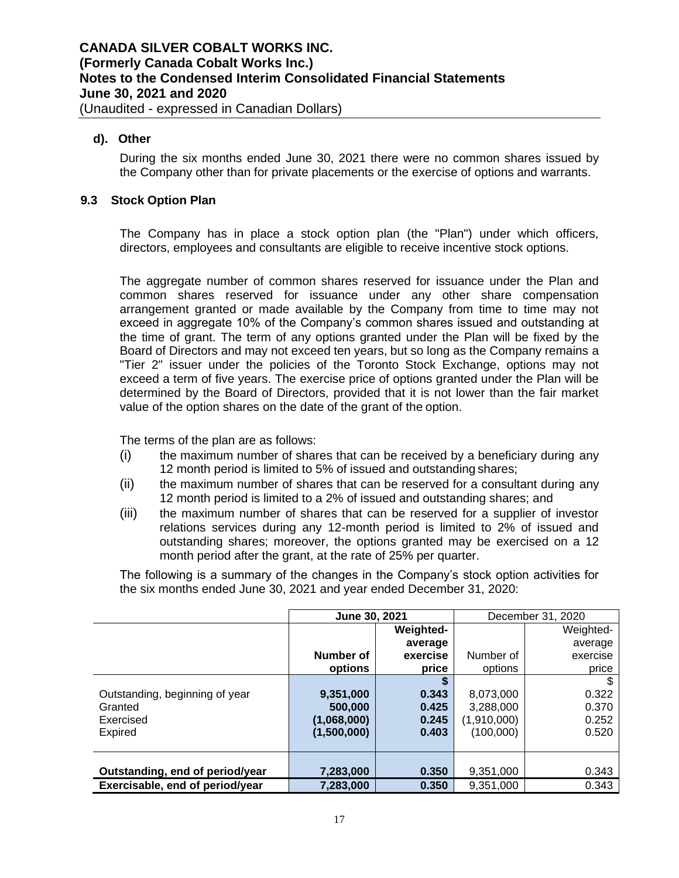#### d). Other

During the six months ended June 30, 2021 there were no common shares issued by the Company other than for private placements or the exercise of options and warrants.

### 9.3 Stock Option Plan

The Company has in place a stock option plan (the "Plan") under which officers, directors, employees and consultants are eligible to receive incentive stock options.

The aggregate number of common shares reserved for issuance under the Plan and common shares reserved for issuance under any other share compensation arrangement granted or made available by the Company from time to time may not exceed in aggregate 10% of the Company's common shares issued and outstanding at the time of grant. The term of any options granted under the Plan will be fixed by the Board of Directors and may not exceed ten years, but so long as the Company remains a "Tier 2" issuer under the policies of the Toronto Stock Exchange, options may not exceed a term of five years. The exercise price of options granted under the Plan will be determined by the Board of Directors, provided that it is not lower than the fair market value of the option shares on the date of the grant of the option.

The terms of the plan are as follows:

(i) the maximum number of shares that can be received by a beneficiary during any 12 month period is limited to 5% of issued and outstanding shares;

(ii) the maximum number of shares that can be reserved for a consultant during any 12 month period is limited to a 2% of issued and outstanding shares; and

(iii) the maximum number of shares that can be reserved for a supplier of investor relations services during any 12-month period is limited to 2% of issued and outstanding shares; moreover, the options granted may be exercised on a 12 month period after the grant, at the rate of 25% per quarter.

The following is a summary of the changes in the Company's stock option activities for the six months ended June 30, 2021 and year ended December 31, 2020:

| | **June 30, 2021** | | December 31, 2020 | |
|---|---|---|---|---|
| | **Number of options** | **Weighted-average exercise price** | Number of options | Weighted-average exercise price |
| | | **$** | | $ |
| Outstanding, beginning of year | **9,351,000** | **0.343** | 8,073,000 | 0.322 |
| Granted | **500,000** | **0.425** | 3,288,000 | 0.370 |
| Exercised | **(1,068,000)** | **0.245** | (1,910,000) | 0.252 |
| Expired | **(1,500,000)** | **0.403** | (100,000) | 0.520 |
| **Outstanding, end of period/year** | **7,283,000** | **0.350** | 9,351,000 | 0.343 |
| **Exercisable, end of period/year** | **7,283,000** | **0.350** | 9,351,000 | 0.343 |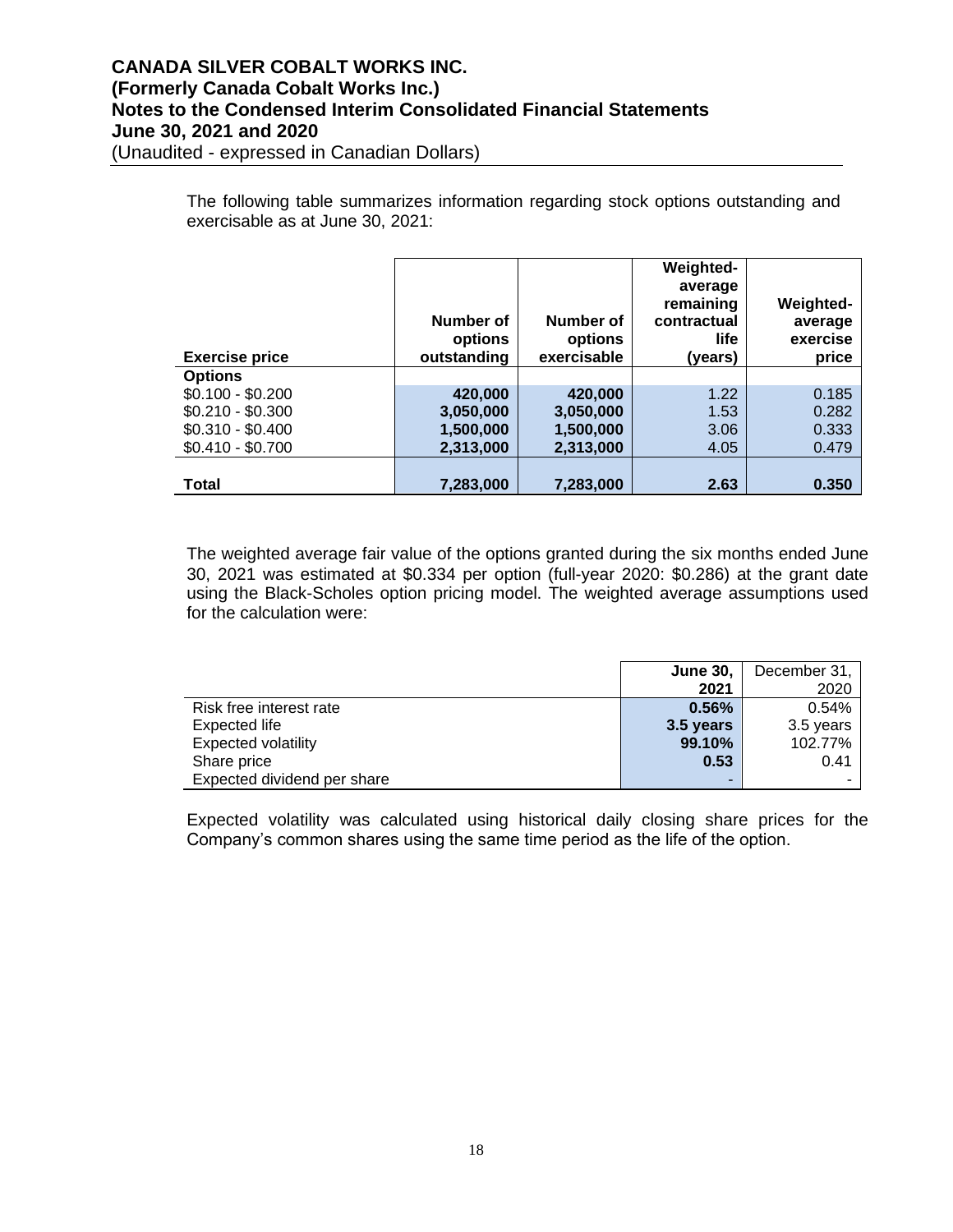The following table summarizes information regarding stock options outstanding and exercisable as at June 30, 2021:

| Exercise price | Number of options outstanding | Number of options exercisable | Weighted-average remaining contractual life (years) | Weighted-average exercise price |
|---|---|---|---|---|
| **Options** | | | | |
| $0.100 - $0.200 | **420,000** | **420,000** | 1.22 | 0.185 |
| $0.210 - $0.300 | **3,050,000** | **3,050,000** | 1.53 | 0.282 |
| $0.310 - $0.400 | **1,500,000** | **1,500,000** | 3.06 | 0.333 |
| $0.410 - $0.700 | **2,313,000** | **2,313,000** | 4.05 | 0.479 |
| **Total** | **7,283,000** | **7,283,000** | **2.63** | **0.350** |

The weighted average fair value of the options granted during the six months ended June 30, 2021 was estimated at $0.334 per option (full-year 2020: $0.286) at the grant date using the Black-Scholes option pricing model. The weighted average assumptions used for the calculation were:

| | June 30, 2021 | December 31, 2020 |
|---|---|---|
| Risk free interest rate | **0.56%** | 0.54% |
| Expected life | **3.5 years** | 3.5 years |
| Expected volatility | **99.10%** | 102.77% |
| Share price | **0.53** | 0.41 |
| Expected dividend per share | - | - |

Expected volatility was calculated using historical daily closing share prices for the Company's common shares using the same time period as the life of the option.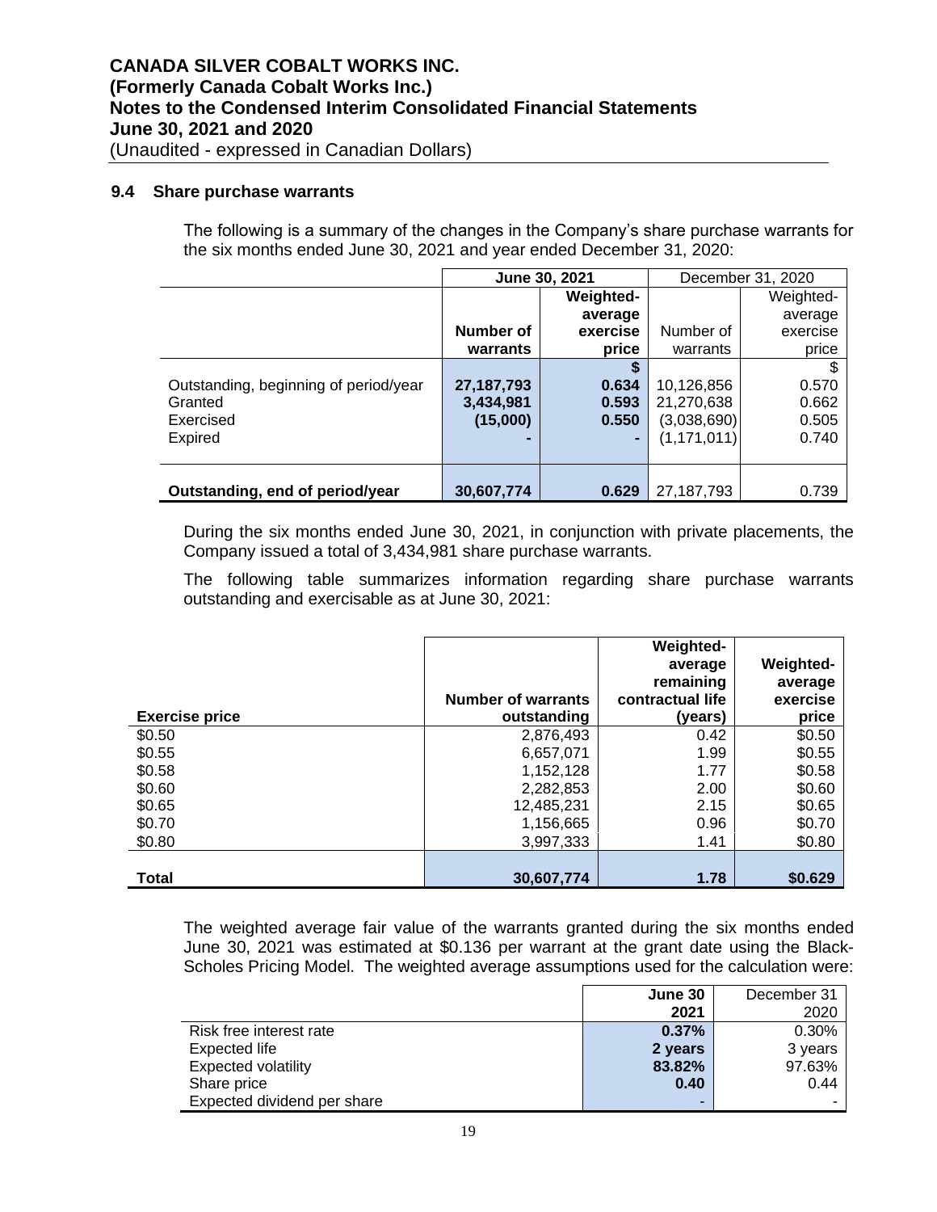### 9.4 Share purchase warrants

The following is a summary of the changes in the Company's share purchase warrants for the six months ended June 30, 2021 and year ended December 31, 2020:

| | June 30, 2021 | | December 31, 2020 | |
|---|---|---|---|---|
| | **Number of warrants** | **Weighted-average exercise price** | Number of warrants | Weighted-average exercise price |
| | | **$** | | $ |
| Outstanding, beginning of period/year | **27,187,793** | **0.634** | 10,126,856 | 0.570 |
| Granted | **3,434,981** | **0.593** | 21,270,638 | 0.662 |
| Exercised | **(15,000)** | **0.550** | (3,038,690) | 0.505 |
| Expired | **-** | **-** | (1,171,011) | 0.740 |
| **Outstanding, end of period/year** | **30,607,774** | **0.629** | 27,187,793 | 0.739 |

During the six months ended June 30, 2021, in conjunction with private placements, the Company issued a total of 3,434,981 share purchase warrants.

The following table summarizes information regarding share purchase warrants outstanding and exercisable as at June 30, 2021:

| **Exercise price** | **Number of warrants outstanding** | **Weighted-average remaining contractual life (years)** | **Weighted-average exercise price** |
|---|---|---|---|
| $0.50 | 2,876,493 | 0.42 | $0.50 |
| $0.55 | 6,657,071 | 1.99 | $0.55 |
| $0.58 | 1,152,128 | 1.77 | $0.58 |
| $0.60 | 2,282,853 | 2.00 | $0.60 |
| $0.65 | 12,485,231 | 2.15 | $0.65 |
| $0.70 | 1,156,665 | 0.96 | $0.70 |
| $0.80 | 3,997,333 | 1.41 | $0.80 |
| **Total** | **30,607,774** | **1.78** | **$0.629** |

The weighted average fair value of the warrants granted during the six months ended June 30, 2021 was estimated at $0.136 per warrant at the grant date using the Black-Scholes Pricing Model. The weighted average assumptions used for the calculation were:

| | **June 30 2021** | December 31 2020 |
|---|---|---|
| Risk free interest rate | **0.37%** | 0.30% |
| Expected life | **2 years** | 3 years |
| Expected volatility | **83.82%** | 97.63% |
| Share price | **0.40** | 0.44 |
| Expected dividend per share | **-** | - |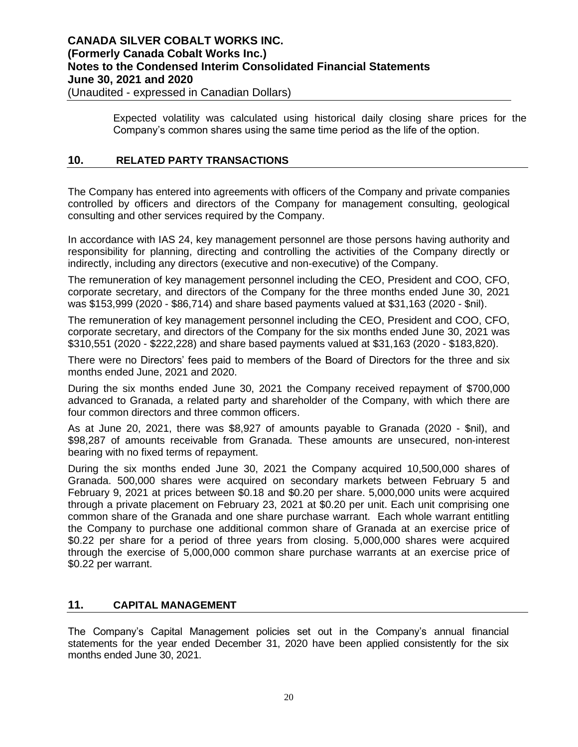Expected volatility was calculated using historical daily closing share prices for the Company's common shares using the same time period as the life of the option.

## 10. RELATED PARTY TRANSACTIONS

The Company has entered into agreements with officers of the Company and private companies controlled by officers and directors of the Company for management consulting, geological consulting and other services required by the Company.

In accordance with IAS 24, key management personnel are those persons having authority and responsibility for planning, directing and controlling the activities of the Company directly or indirectly, including any directors (executive and non-executive) of the Company.

The remuneration of key management personnel including the CEO, President and COO, CFO, corporate secretary, and directors of the Company for the three months ended June 30, 2021 was $153,999 (2020 - $86,714) and share based payments valued at $31,163 (2020 - $nil).

The remuneration of key management personnel including the CEO, President and COO, CFO, corporate secretary, and directors of the Company for the six months ended June 30, 2021 was $310,551 (2020 - $222,228) and share based payments valued at $31,163 (2020 - $183,820).

There were no Directors' fees paid to members of the Board of Directors for the three and six months ended June, 2021 and 2020.

During the six months ended June 30, 2021 the Company received repayment of $700,000 advanced to Granada, a related party and shareholder of the Company, with which there are four common directors and three common officers.

As at June 20, 2021, there was $8,927 of amounts payable to Granada (2020 - $nil), and $98,287 of amounts receivable from Granada. These amounts are unsecured, non-interest bearing with no fixed terms of repayment.

During the six months ended June 30, 2021 the Company acquired 10,500,000 shares of Granada. 500,000 shares were acquired on secondary markets between February 5 and February 9, 2021 at prices between $0.18 and $0.20 per share. 5,000,000 units were acquired through a private placement on February 23, 2021 at $0.20 per unit. Each unit comprising one common share of the Granada and one share purchase warrant. Each whole warrant entitling the Company to purchase one additional common share of Granada at an exercise price of $0.22 per share for a period of three years from closing. 5,000,000 shares were acquired through the exercise of 5,000,000 common share purchase warrants at an exercise price of $0.22 per warrant.

## 11. CAPITAL MANAGEMENT

The Company's Capital Management policies set out in the Company's annual financial statements for the year ended December 31, 2020 have been applied consistently for the six months ended June 30, 2021.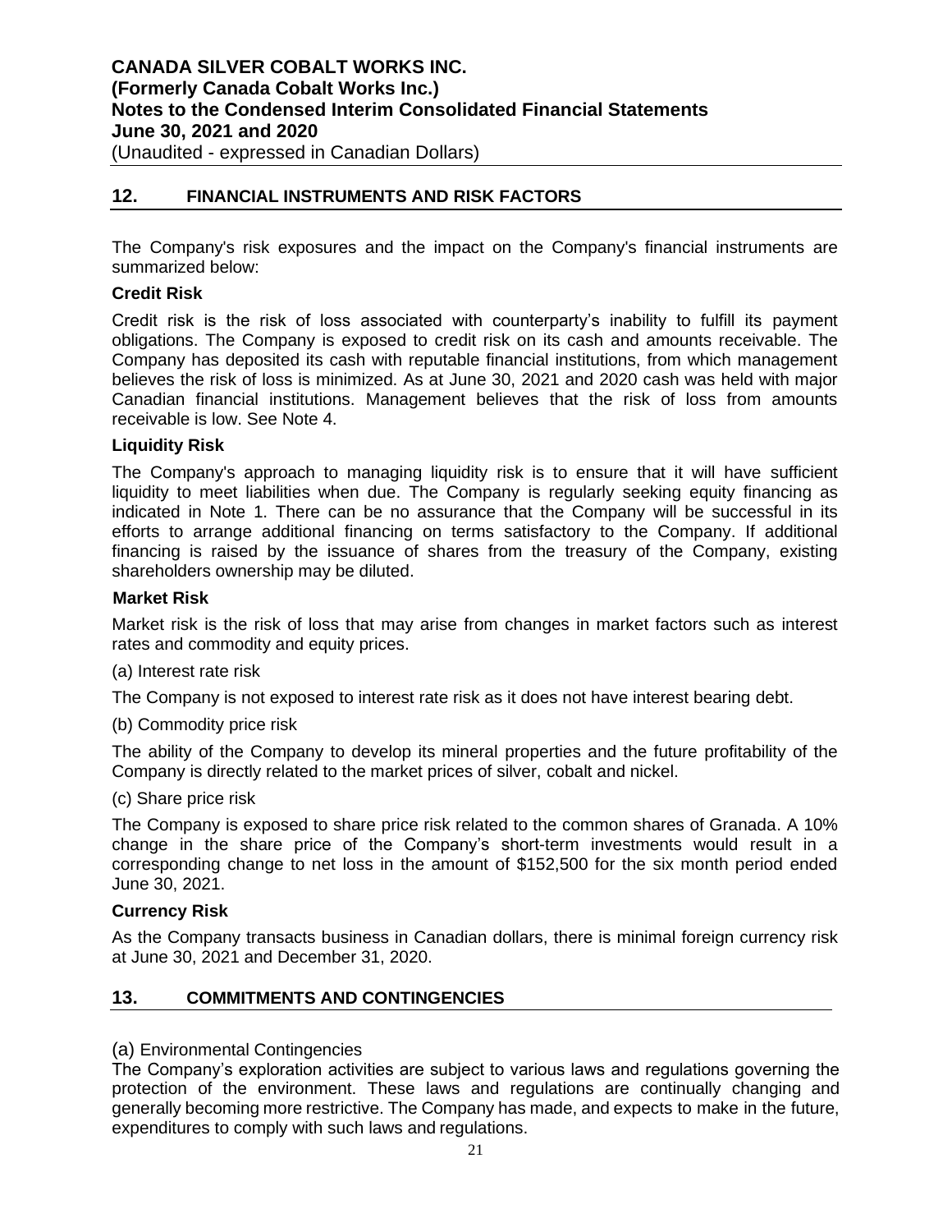## 12. FINANCIAL INSTRUMENTS AND RISK FACTORS

The Company's risk exposures and the impact on the Company's financial instruments are summarized below:

**Credit Risk**

Credit risk is the risk of loss associated with counterparty's inability to fulfill its payment obligations. The Company is exposed to credit risk on its cash and amounts receivable. The Company has deposited its cash with reputable financial institutions, from which management believes the risk of loss is minimized. As at June 30, 2021 and 2020 cash was held with major Canadian financial institutions. Management believes that the risk of loss from amounts receivable is low. See Note 4.

**Liquidity Risk**

The Company's approach to managing liquidity risk is to ensure that it will have sufficient liquidity to meet liabilities when due. The Company is regularly seeking equity financing as indicated in Note 1. There can be no assurance that the Company will be successful in its efforts to arrange additional financing on terms satisfactory to the Company. If additional financing is raised by the issuance of shares from the treasury of the Company, existing shareholders ownership may be diluted.

**Market Risk**

Market risk is the risk of loss that may arise from changes in market factors such as interest rates and commodity and equity prices.

(a) Interest rate risk

The Company is not exposed to interest rate risk as it does not have interest bearing debt.

(b) Commodity price risk

The ability of the Company to develop its mineral properties and the future profitability of the Company is directly related to the market prices of silver, cobalt and nickel.

(c) Share price risk

The Company is exposed to share price risk related to the common shares of Granada. A 10% change in the share price of the Company's short-term investments would result in a corresponding change to net loss in the amount of $152,500 for the six month period ended June 30, 2021.

**Currency Risk**

As the Company transacts business in Canadian dollars, there is minimal foreign currency risk at June 30, 2021 and December 31, 2020.

## 13. COMMITMENTS AND CONTINGENCIES

(a) Environmental Contingencies

The Company's exploration activities are subject to various laws and regulations governing the protection of the environment. These laws and regulations are continually changing and generally becoming more restrictive. The Company has made, and expects to make in the future, expenditures to comply with such laws and regulations.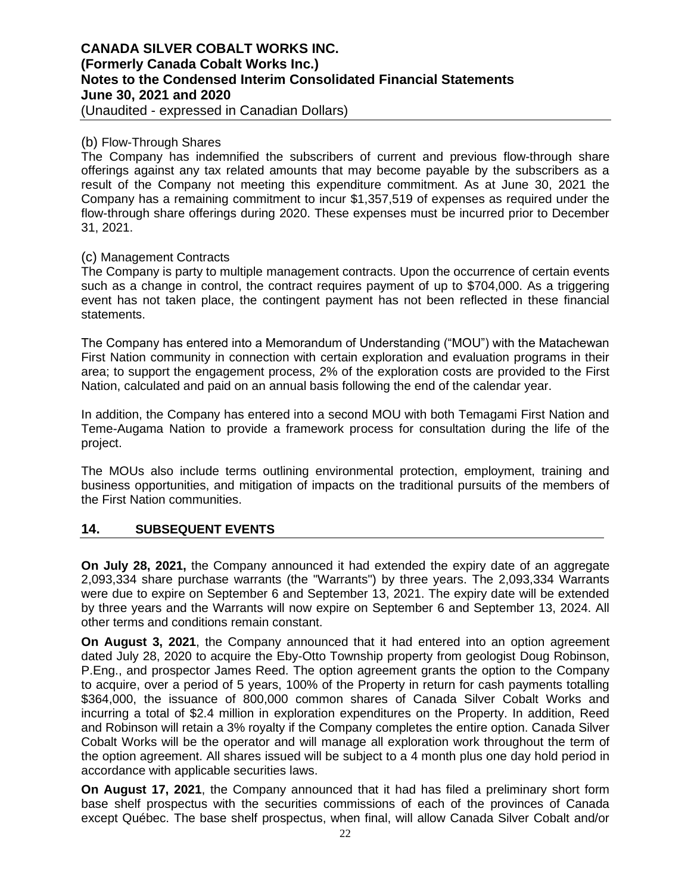(b) Flow-Through Shares

The Company has indemnified the subscribers of current and previous flow-through share offerings against any tax related amounts that may become payable by the subscribers as a result of the Company not meeting this expenditure commitment. As at June 30, 2021 the Company has a remaining commitment to incur $1,357,519 of expenses as required under the flow-through share offerings during 2020. These expenses must be incurred prior to December 31, 2021.

(c) Management Contracts

The Company is party to multiple management contracts. Upon the occurrence of certain events such as a change in control, the contract requires payment of up to $704,000. As a triggering event has not taken place, the contingent payment has not been reflected in these financial statements.

The Company has entered into a Memorandum of Understanding ("MOU") with the Matachewan First Nation community in connection with certain exploration and evaluation programs in their area; to support the engagement process, 2% of the exploration costs are provided to the First Nation, calculated and paid on an annual basis following the end of the calendar year.

In addition, the Company has entered into a second MOU with both Temagami First Nation and Teme-Augama Nation to provide a framework process for consultation during the life of the project.

The MOUs also include terms outlining environmental protection, employment, training and business opportunities, and mitigation of impacts on the traditional pursuits of the members of the First Nation communities.

## 14. SUBSEQUENT EVENTS

**On July 28, 2021,** the Company announced it had extended the expiry date of an aggregate 2,093,334 share purchase warrants (the "Warrants") by three years. The 2,093,334 Warrants were due to expire on September 6 and September 13, 2021. The expiry date will be extended by three years and the Warrants will now expire on September 6 and September 13, 2024. All other terms and conditions remain constant.

**On August 3, 2021**, the Company announced that it had entered into an option agreement dated July 28, 2020 to acquire the Eby-Otto Township property from geologist Doug Robinson, P.Eng., and prospector James Reed. The option agreement grants the option to the Company to acquire, over a period of 5 years, 100% of the Property in return for cash payments totalling $364,000, the issuance of 800,000 common shares of Canada Silver Cobalt Works and incurring a total of $2.4 million in exploration expenditures on the Property. In addition, Reed and Robinson will retain a 3% royalty if the Company completes the entire option. Canada Silver Cobalt Works will be the operator and will manage all exploration work throughout the term of the option agreement. All shares issued will be subject to a 4 month plus one day hold period in accordance with applicable securities laws.

**On August 17, 2021**, the Company announced that it had has filed a preliminary short form base shelf prospectus with the securities commissions of each of the provinces of Canada except Québec. The base shelf prospectus, when final, will allow Canada Silver Cobalt and/or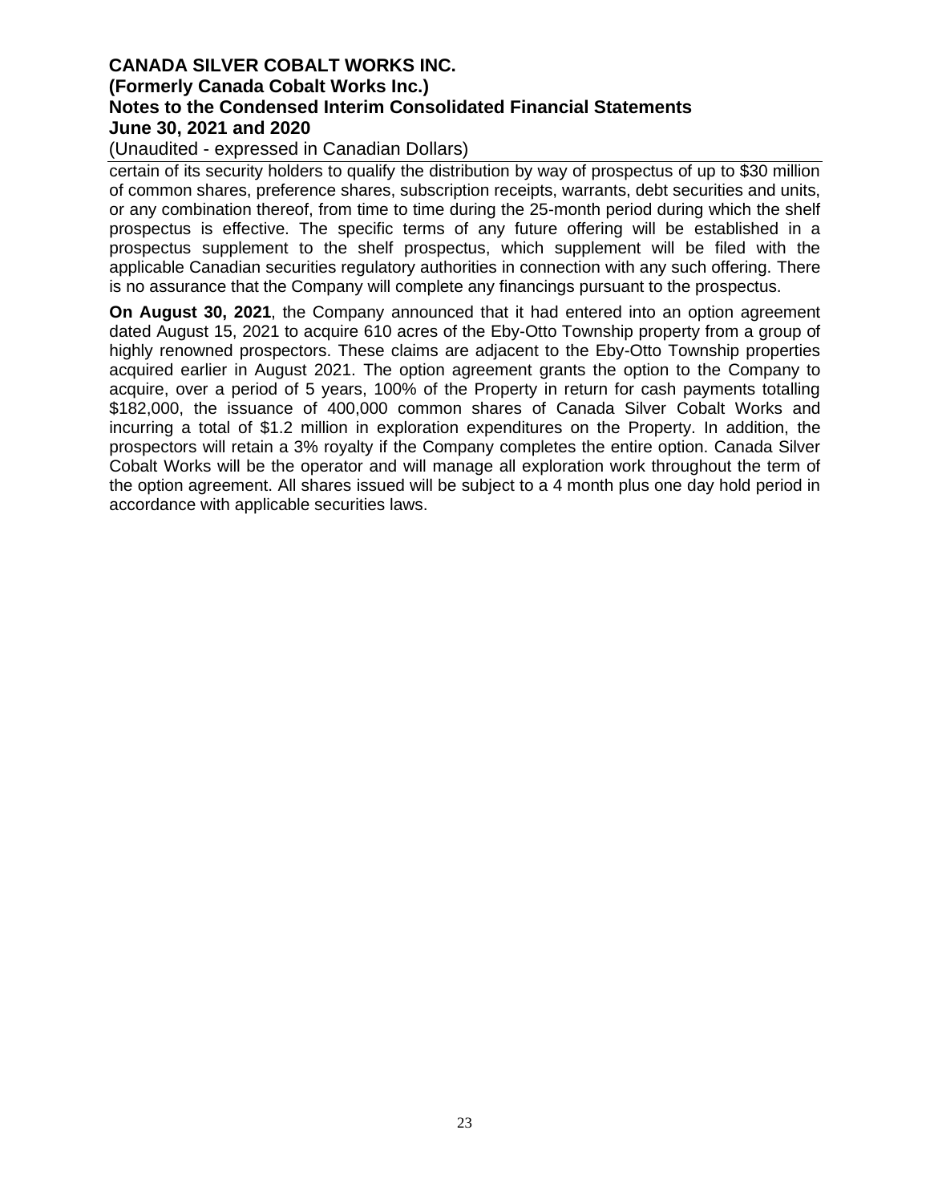certain of its security holders to qualify the distribution by way of prospectus of up to $30 million of common shares, preference shares, subscription receipts, warrants, debt securities and units, or any combination thereof, from time to time during the 25-month period during which the shelf prospectus is effective. The specific terms of any future offering will be established in a prospectus supplement to the shelf prospectus, which supplement will be filed with the applicable Canadian securities regulatory authorities in connection with any such offering. There is no assurance that the Company will complete any financings pursuant to the prospectus.

**On August 30, 2021**, the Company announced that it had entered into an option agreement dated August 15, 2021 to acquire 610 acres of the Eby-Otto Township property from a group of highly renowned prospectors. These claims are adjacent to the Eby-Otto Township properties acquired earlier in August 2021. The option agreement grants the option to the Company to acquire, over a period of 5 years, 100% of the Property in return for cash payments totalling $182,000, the issuance of 400,000 common shares of Canada Silver Cobalt Works and incurring a total of $1.2 million in exploration expenditures on the Property. In addition, the prospectors will retain a 3% royalty if the Company completes the entire option. Canada Silver Cobalt Works will be the operator and will manage all exploration work throughout the term of the option agreement. All shares issued will be subject to a 4 month plus one day hold period in accordance with applicable securities laws.